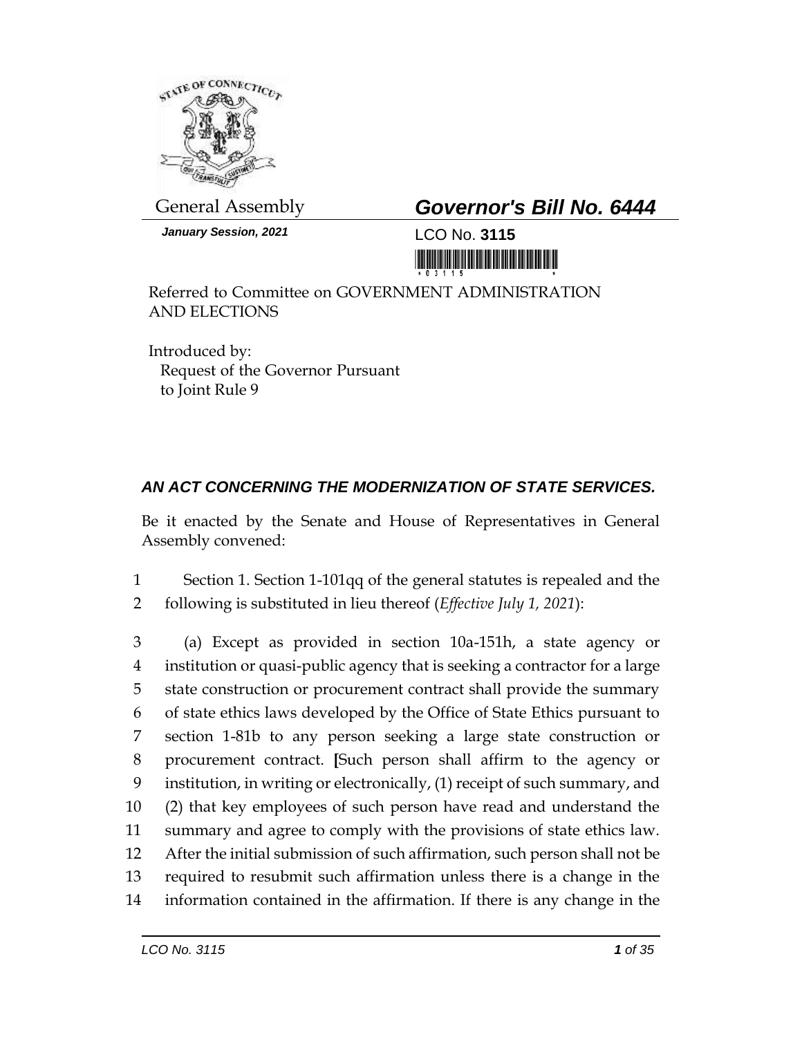General Assembly

***Governor's Bill No. 6444***

***January Session, 2021***

LCO No. **3115**

Referred to Committee on GOVERNMENT ADMINISTRATION AND ELECTIONS

Introduced by:
Request of the Governor Pursuant to Joint Rule 9

## *AN ACT CONCERNING THE MODERNIZATION OF STATE SERVICES.*

Be it enacted by the Senate and House of Representatives in General Assembly convened:

1 Section 1. Section 1-101qq of the general statutes is repealed and the
2 following is substituted in lieu thereof (*Effective July 1, 2021*):

3 (a) Except as provided in section 10a-151h, a state agency or
4 institution or quasi-public agency that is seeking a contractor for a large
5 state construction or procurement contract shall provide the summary
6 of state ethics laws developed by the Office of State Ethics pursuant to
7 section 1-81b to any person seeking a large state construction or
8 procurement contract. **[**Such person shall affirm to the agency or
9 institution, in writing or electronically, (1) receipt of such summary, and
10 (2) that key employees of such person have read and understand the
11 summary and agree to comply with the provisions of state ethics law.
12 After the initial submission of such affirmation, such person shall not be
13 required to resubmit such affirmation unless there is a change in the
14 information contained in the affirmation. If there is any change in the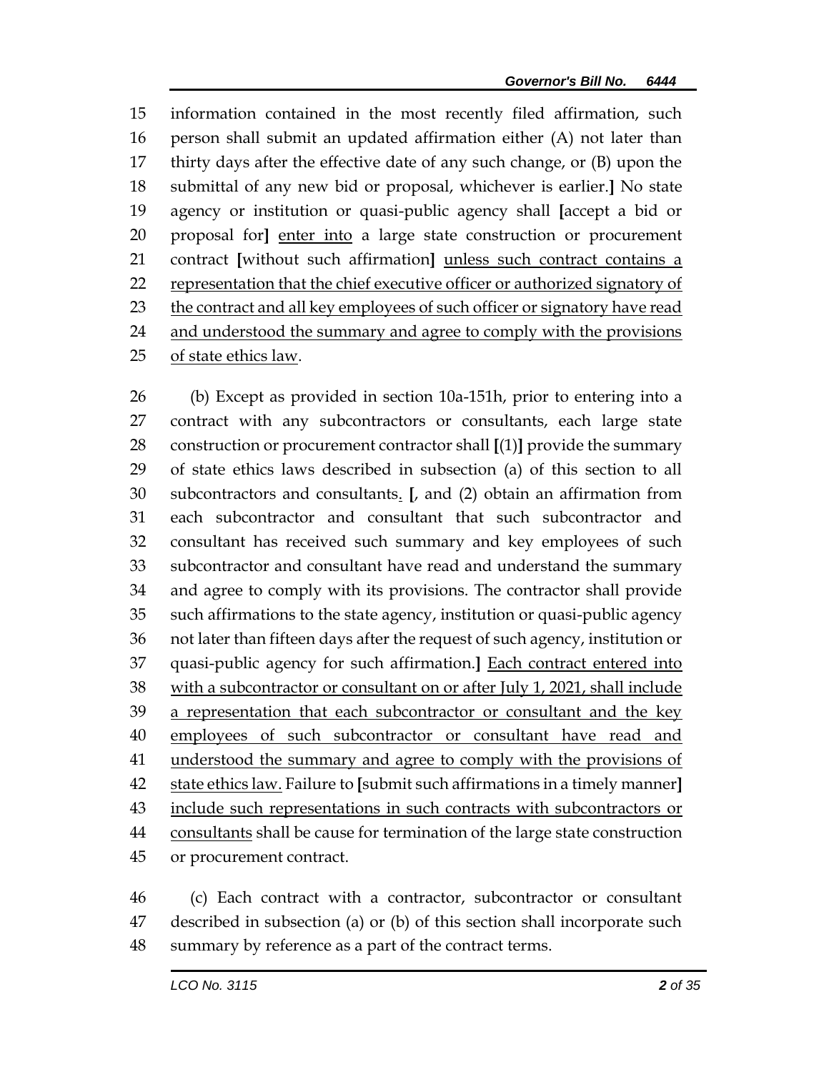information contained in the most recently filed affirmation, such person shall submit an updated affirmation either (A) not later than thirty days after the effective date of any such change, or (B) upon the submittal of any new bid or proposal, whichever is earlier.**]** No state agency or institution or quasi-public agency shall **[**accept a bid or proposal for**]** <u>enter into</u> a large state construction or procurement contract **[**without such affirmation**]** <u>unless such contract contains a representation that the chief executive officer or authorized signatory of the contract and all key employees of such officer or signatory have read and understood the summary and agree to comply with the provisions of state ethics law</u>.

(b) Except as provided in section 10a-151h, prior to entering into a contract with any subcontractors or consultants, each large state construction or procurement contractor shall **[**(1)**]** provide the summary of state ethics laws described in subsection (a) of this section to all subcontractors and consultants<u>.</u> **[**, and (2) obtain an affirmation from each subcontractor and consultant that such subcontractor and consultant has received such summary and key employees of such subcontractor and consultant have read and understand the summary and agree to comply with its provisions. The contractor shall provide such affirmations to the state agency, institution or quasi-public agency not later than fifteen days after the request of such agency, institution or quasi-public agency for such affirmation.**]** <u>Each contract entered into with a subcontractor or consultant on or after July 1, 2021, shall include a representation that each subcontractor or consultant and the key employees of such subcontractor or consultant have read and understood the summary and agree to comply with the provisions of state ethics law.</u> Failure to **[**submit such affirmations in a timely manner**]** <u>include such representations in such contracts with subcontractors or consultants</u> shall be cause for termination of the large state construction or procurement contract.

(c) Each contract with a contractor, subcontractor or consultant described in subsection (a) or (b) of this section shall incorporate such summary by reference as a part of the contract terms.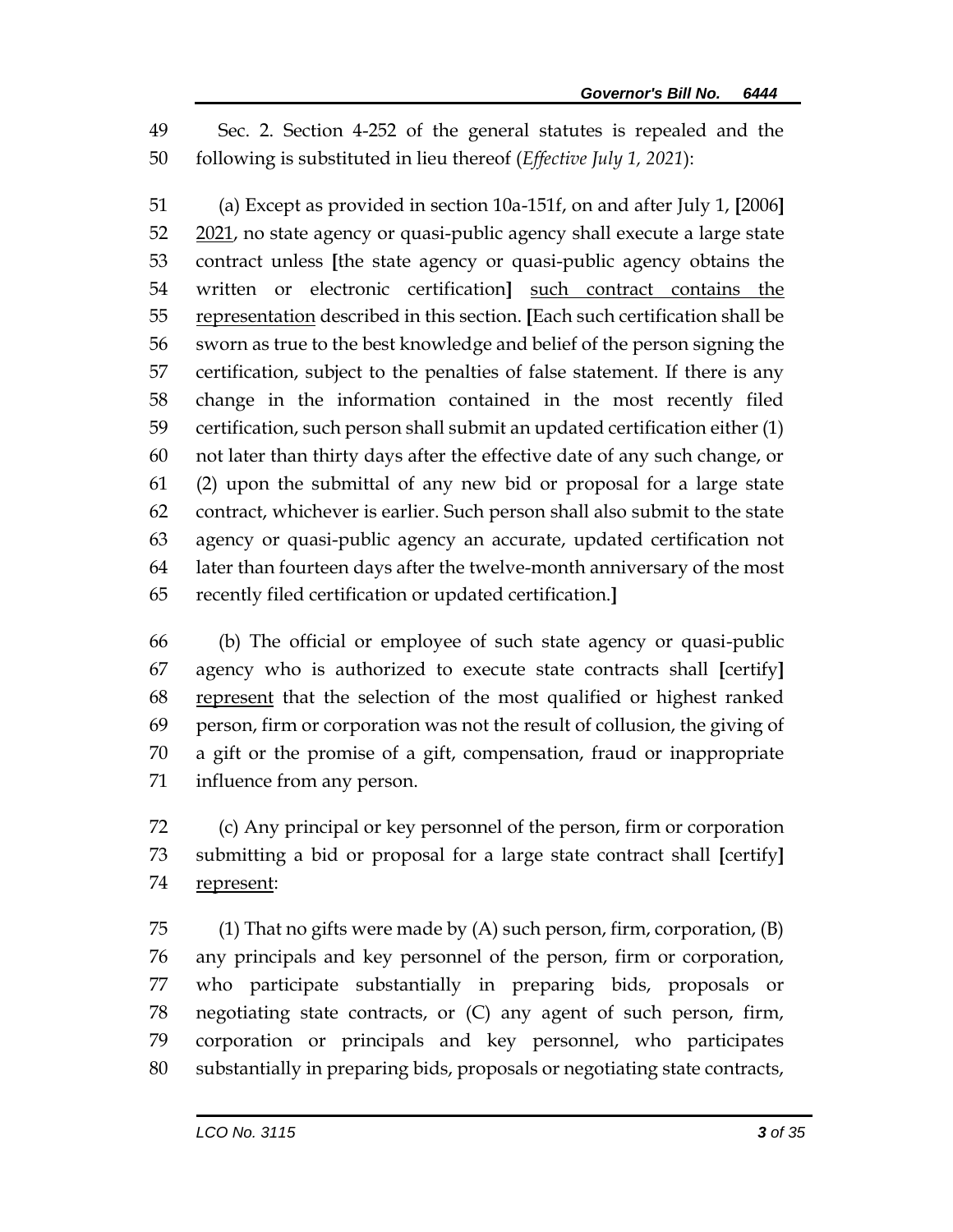Sec. 2. Section 4-252 of the general statutes is repealed and the following is substituted in lieu thereof (*Effective July 1, 2021*):

(a) Except as provided in section 10a-151f, on and after July 1, **[**2006**]** 2021, no state agency or quasi-public agency shall execute a large state contract unless **[**the state agency or quasi-public agency obtains the written or electronic certification**]** such contract contains the representation described in this section. **[**Each such certification shall be sworn as true to the best knowledge and belief of the person signing the certification, subject to the penalties of false statement. If there is any change in the information contained in the most recently filed certification, such person shall submit an updated certification either (1) not later than thirty days after the effective date of any such change, or (2) upon the submittal of any new bid or proposal for a large state contract, whichever is earlier. Such person shall also submit to the state agency or quasi-public agency an accurate, updated certification not later than fourteen days after the twelve-month anniversary of the most recently filed certification or updated certification.**]**

(b) The official or employee of such state agency or quasi-public agency who is authorized to execute state contracts shall **[**certify**]** represent that the selection of the most qualified or highest ranked person, firm or corporation was not the result of collusion, the giving of a gift or the promise of a gift, compensation, fraud or inappropriate influence from any person.

(c) Any principal or key personnel of the person, firm or corporation submitting a bid or proposal for a large state contract shall **[**certify**]** represent:

(1) That no gifts were made by (A) such person, firm, corporation, (B) any principals and key personnel of the person, firm or corporation, who participate substantially in preparing bids, proposals or negotiating state contracts, or (C) any agent of such person, firm, corporation or principals and key personnel, who participates substantially in preparing bids, proposals or negotiating state contracts,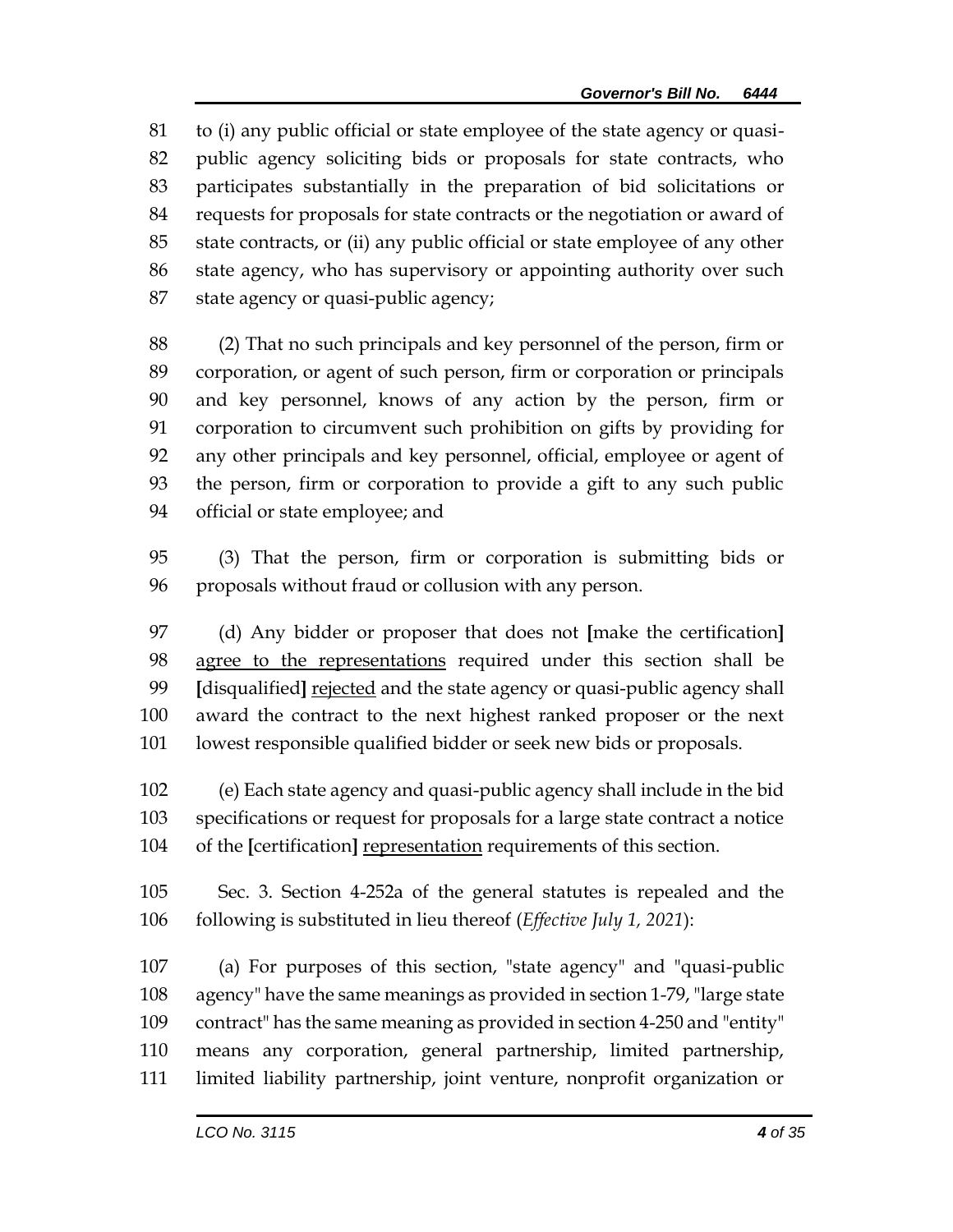to (i) any public official or state employee of the state agency or quasi-public agency soliciting bids or proposals for state contracts, who participates substantially in the preparation of bid solicitations or requests for proposals for state contracts or the negotiation or award of state contracts, or (ii) any public official or state employee of any other state agency, who has supervisory or appointing authority over such state agency or quasi-public agency;

(2) That no such principals and key personnel of the person, firm or corporation, or agent of such person, firm or corporation or principals and key personnel, knows of any action by the person, firm or corporation to circumvent such prohibition on gifts by providing for any other principals and key personnel, official, employee or agent of the person, firm or corporation to provide a gift to any such public official or state employee; and

(3) That the person, firm or corporation is submitting bids or proposals without fraud or collusion with any person.

(d) Any bidder or proposer that does not **[**make the certification**]** <u>agree to the representations</u> required under this section shall be **[**disqualified**]** <u>rejected</u> and the state agency or quasi-public agency shall award the contract to the next highest ranked proposer or the next lowest responsible qualified bidder or seek new bids or proposals.

(e) Each state agency and quasi-public agency shall include in the bid specifications or request for proposals for a large state contract a notice of the **[**certification**]** <u>representation</u> requirements of this section.

Sec. 3. Section 4-252a of the general statutes is repealed and the following is substituted in lieu thereof (*Effective July 1, 2021*):

(a) For purposes of this section, "state agency" and "quasi-public agency" have the same meanings as provided in section 1-79, "large state contract" has the same meaning as provided in section 4-250 and "entity" means any corporation, general partnership, limited partnership, limited liability partnership, joint venture, nonprofit organization or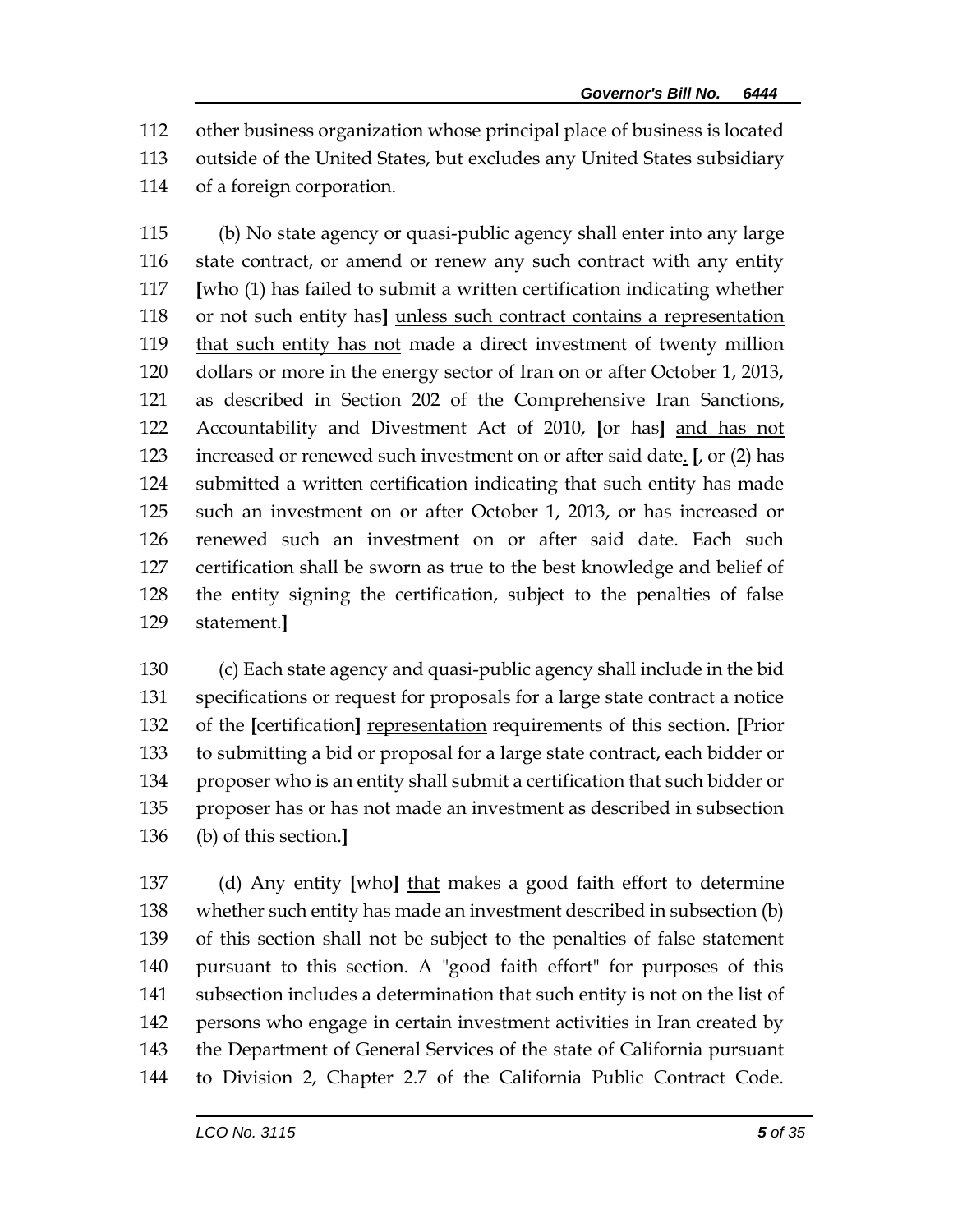other business organization whose principal place of business is located outside of the United States, but excludes any United States subsidiary of a foreign corporation.

(b) No state agency or quasi-public agency shall enter into any large state contract, or amend or renew any such contract with any entity [who (1) has failed to submit a written certification indicating whether or not such entity has] <u>unless such contract contains a representation that such entity has not</u> made a direct investment of twenty million dollars or more in the energy sector of Iran on or after October 1, 2013, as described in Section 202 of the Comprehensive Iran Sanctions, Accountability and Divestment Act of 2010, [or has] <u>and has not</u> increased or renewed such investment on or after said date<u>.</u> [, or (2) has submitted a written certification indicating that such entity has made such an investment on or after October 1, 2013, or has increased or renewed such an investment on or after said date. Each such certification shall be sworn as true to the best knowledge and belief of the entity signing the certification, subject to the penalties of false statement.]

(c) Each state agency and quasi-public agency shall include in the bid specifications or request for proposals for a large state contract a notice of the [certification] <u>representation</u> requirements of this section. [Prior to submitting a bid or proposal for a large state contract, each bidder or proposer who is an entity shall submit a certification that such bidder or proposer has or has not made an investment as described in subsection (b) of this section.]

(d) Any entity [who] <u>that</u> makes a good faith effort to determine whether such entity has made an investment described in subsection (b) of this section shall not be subject to the penalties of false statement pursuant to this section. A "good faith effort" for purposes of this subsection includes a determination that such entity is not on the list of persons who engage in certain investment activities in Iran created by the Department of General Services of the state of California pursuant to Division 2, Chapter 2.7 of the California Public Contract Code.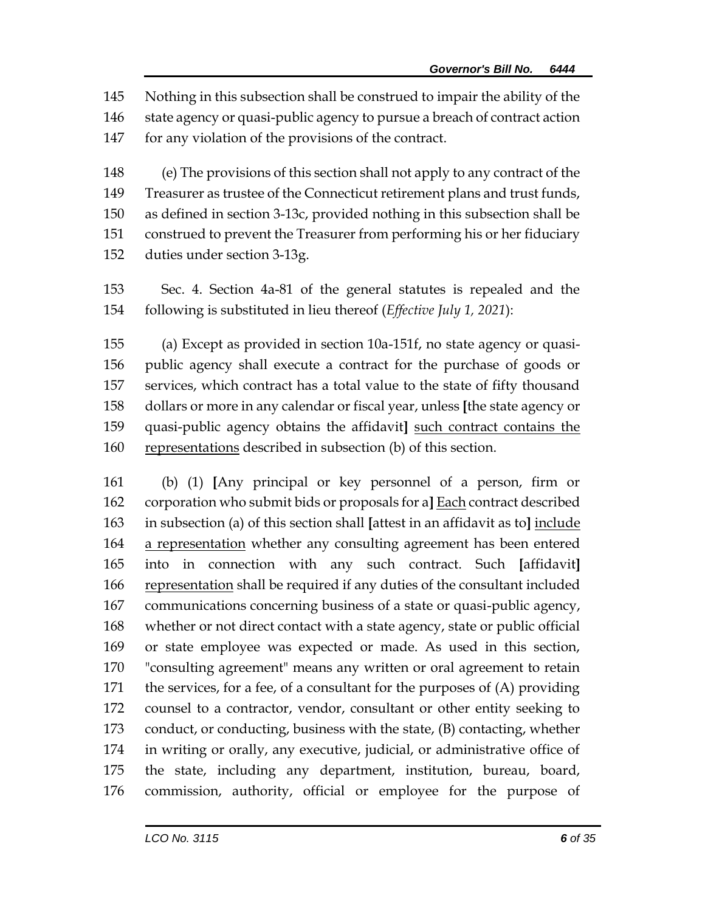Nothing in this subsection shall be construed to impair the ability of the state agency or quasi-public agency to pursue a breach of contract action for any violation of the provisions of the contract.

(e) The provisions of this section shall not apply to any contract of the Treasurer as trustee of the Connecticut retirement plans and trust funds, as defined in section 3-13c, provided nothing in this subsection shall be construed to prevent the Treasurer from performing his or her fiduciary duties under section 3-13g.

Sec. 4. Section 4a-81 of the general statutes is repealed and the following is substituted in lieu thereof (*Effective July 1, 2021*):

(a) Except as provided in section 10a-151f, no state agency or quasi-public agency shall execute a contract for the purchase of goods or services, which contract has a total value to the state of fifty thousand dollars or more in any calendar or fiscal year, unless **[**the state agency or quasi-public agency obtains the affidavit**]** <u>such contract contains the representations</u> described in subsection (b) of this section.

(b) (1) **[**Any principal or key personnel of a person, firm or corporation who submit bids or proposals for a**]** <u>Each</u> contract described in subsection (a) of this section shall **[**attest in an affidavit as to**]** <u>include a representation</u> whether any consulting agreement has been entered into in connection with any such contract. Such **[**affidavit**]** <u>representation</u> shall be required if any duties of the consultant included communications concerning business of a state or quasi-public agency, whether or not direct contact with a state agency, state or public official or state employee was expected or made. As used in this section, "consulting agreement" means any written or oral agreement to retain the services, for a fee, of a consultant for the purposes of (A) providing counsel to a contractor, vendor, consultant or other entity seeking to conduct, or conducting, business with the state, (B) contacting, whether in writing or orally, any executive, judicial, or administrative office of the state, including any department, institution, bureau, board, commission, authority, official or employee for the purpose of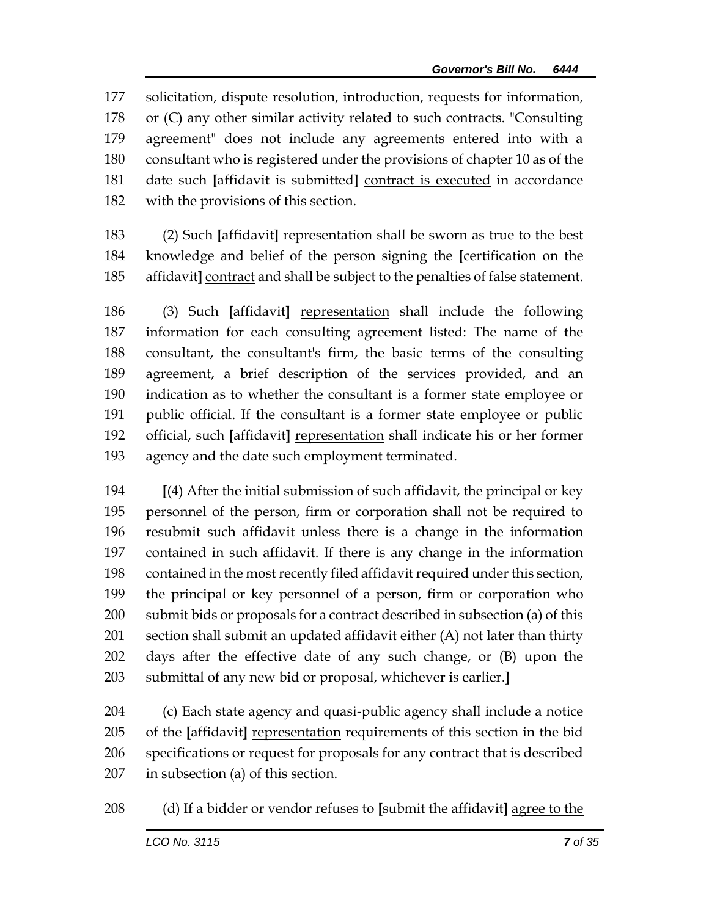177 solicitation, dispute resolution, introduction, requests for information,
178 or (C) any other similar activity related to such contracts. "Consulting
179 agreement" does not include any agreements entered into with a
180 consultant who is registered under the provisions of chapter 10 as of the
181 date such [affidavit is submitted] <u>contract is executed</u> in accordance
182 with the provisions of this section.

183 (2) Such [affidavit] <u>representation</u> shall be sworn as true to the best
184 knowledge and belief of the person signing the [certification on the
185 affidavit] <u>contract</u> and shall be subject to the penalties of false statement.

186 (3) Such [affidavit] <u>representation</u> shall include the following
187 information for each consulting agreement listed: The name of the
188 consultant, the consultant's firm, the basic terms of the consulting
189 agreement, a brief description of the services provided, and an
190 indication as to whether the consultant is a former state employee or
191 public official. If the consultant is a former state employee or public
192 official, such [affidavit] <u>representation</u> shall indicate his or her former
193 agency and the date such employment terminated.

194 [(4) After the initial submission of such affidavit, the principal or key
195 personnel of the person, firm or corporation shall not be required to
196 resubmit such affidavit unless there is a change in the information
197 contained in such affidavit. If there is any change in the information
198 contained in the most recently filed affidavit required under this section,
199 the principal or key personnel of a person, firm or corporation who
200 submit bids or proposals for a contract described in subsection (a) of this
201 section shall submit an updated affidavit either (A) not later than thirty
202 days after the effective date of any such change, or (B) upon the
203 submittal of any new bid or proposal, whichever is earlier.]

204 (c) Each state agency and quasi-public agency shall include a notice
205 of the [affidavit] <u>representation</u> requirements of this section in the bid
206 specifications or request for proposals for any contract that is described
207 in subsection (a) of this section.

208 (d) If a bidder or vendor refuses to [submit the affidavit] <u>agree to the</u>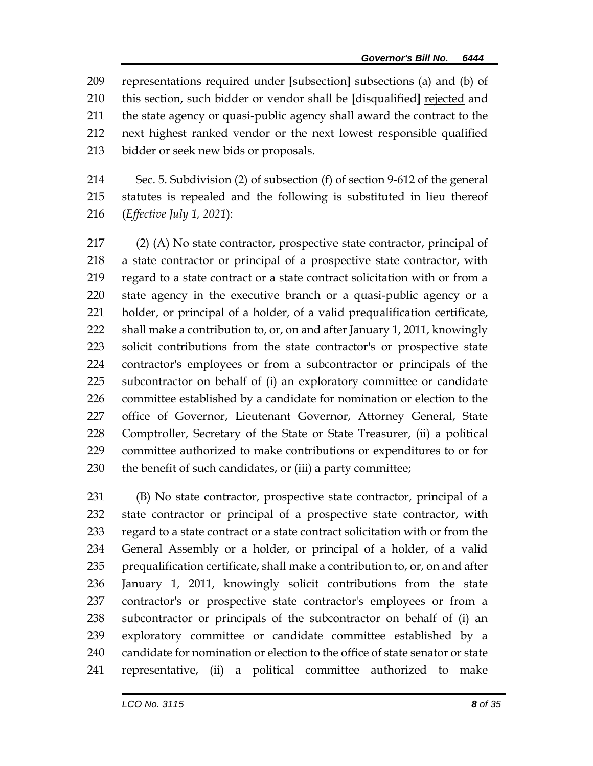representations required under [subsection] subsections (a) and (b) of this section, such bidder or vendor shall be [disqualified] rejected and the state agency or quasi-public agency shall award the contract to the next highest ranked vendor or the next lowest responsible qualified bidder or seek new bids or proposals.

Sec. 5. Subdivision (2) of subsection (f) of section 9-612 of the general statutes is repealed and the following is substituted in lieu thereof (*Effective July 1, 2021*):

(2) (A) No state contractor, prospective state contractor, principal of a state contractor or principal of a prospective state contractor, with regard to a state contract or a state contract solicitation with or from a state agency in the executive branch or a quasi-public agency or a holder, or principal of a holder, of a valid prequalification certificate, shall make a contribution to, or, on and after January 1, 2011, knowingly solicit contributions from the state contractor's or prospective state contractor's employees or from a subcontractor or principals of the subcontractor on behalf of (i) an exploratory committee or candidate committee established by a candidate for nomination or election to the office of Governor, Lieutenant Governor, Attorney General, State Comptroller, Secretary of the State or State Treasurer, (ii) a political committee authorized to make contributions or expenditures to or for the benefit of such candidates, or (iii) a party committee;

(B) No state contractor, prospective state contractor, principal of a state contractor or principal of a prospective state contractor, with regard to a state contract or a state contract solicitation with or from the General Assembly or a holder, or principal of a holder, of a valid prequalification certificate, shall make a contribution to, or, on and after January 1, 2011, knowingly solicit contributions from the state contractor's or prospective state contractor's employees or from a subcontractor or principals of the subcontractor on behalf of (i) an exploratory committee or candidate committee established by a candidate for nomination or election to the office of state senator or state representative, (ii) a political committee authorized to make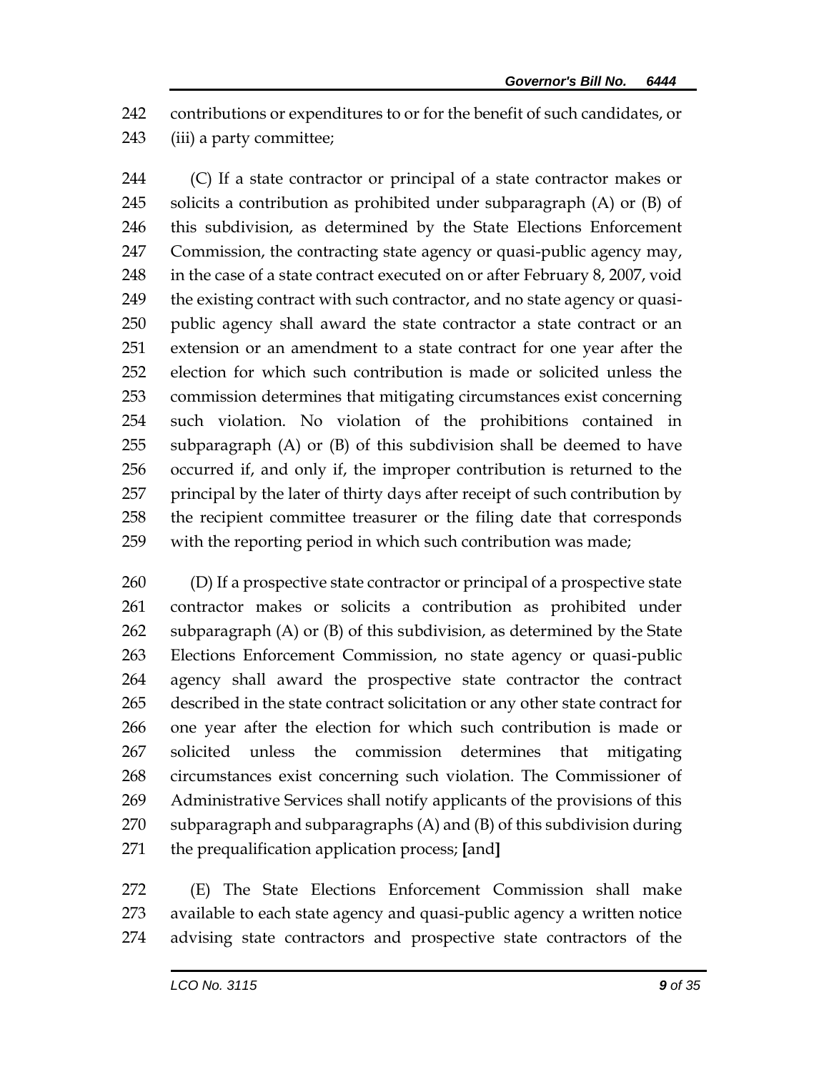contributions or expenditures to or for the benefit of such candidates, or (iii) a party committee;

(C) If a state contractor or principal of a state contractor makes or solicits a contribution as prohibited under subparagraph (A) or (B) of this subdivision, as determined by the State Elections Enforcement Commission, the contracting state agency or quasi-public agency may, in the case of a state contract executed on or after February 8, 2007, void the existing contract with such contractor, and no state agency or quasi-public agency shall award the state contractor a state contract or an extension or an amendment to a state contract for one year after the election for which such contribution is made or solicited unless the commission determines that mitigating circumstances exist concerning such violation. No violation of the prohibitions contained in subparagraph (A) or (B) of this subdivision shall be deemed to have occurred if, and only if, the improper contribution is returned to the principal by the later of thirty days after receipt of such contribution by the recipient committee treasurer or the filing date that corresponds with the reporting period in which such contribution was made;

(D) If a prospective state contractor or principal of a prospective state contractor makes or solicits a contribution as prohibited under subparagraph (A) or (B) of this subdivision, as determined by the State Elections Enforcement Commission, no state agency or quasi-public agency shall award the prospective state contractor the contract described in the state contract solicitation or any other state contract for one year after the election for which such contribution is made or solicited unless the commission determines that mitigating circumstances exist concerning such violation. The Commissioner of Administrative Services shall notify applicants of the provisions of this subparagraph and subparagraphs (A) and (B) of this subdivision during the prequalification application process; **[**and**]**

(E) The State Elections Enforcement Commission shall make available to each state agency and quasi-public agency a written notice advising state contractors and prospective state contractors of the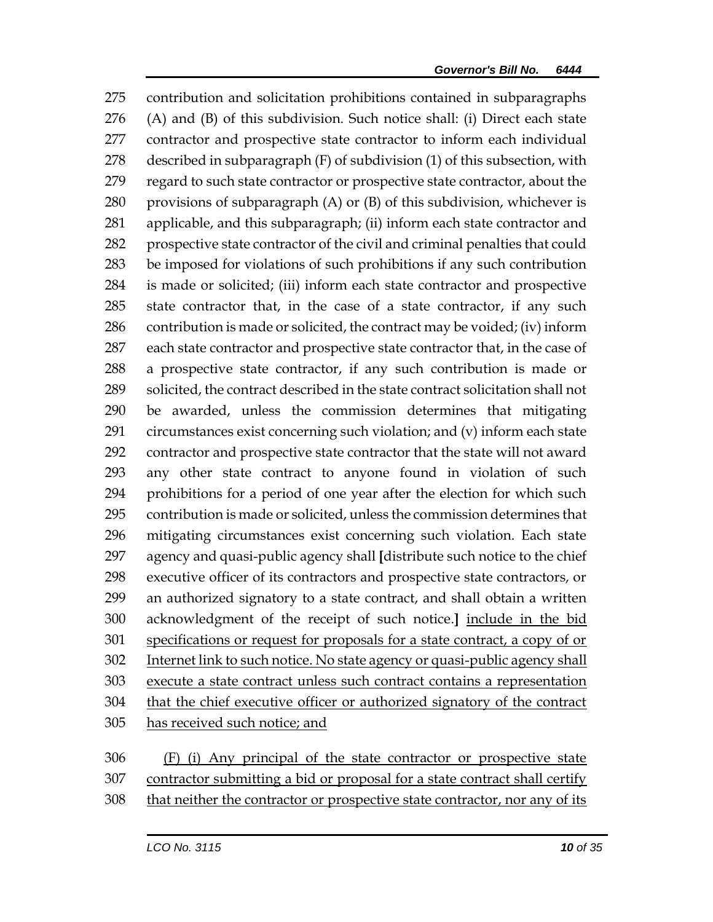contribution and solicitation prohibitions contained in subparagraphs (A) and (B) of this subdivision. Such notice shall: (i) Direct each state contractor and prospective state contractor to inform each individual described in subparagraph (F) of subdivision (1) of this subsection, with regard to such state contractor or prospective state contractor, about the provisions of subparagraph (A) or (B) of this subdivision, whichever is applicable, and this subparagraph; (ii) inform each state contractor and prospective state contractor of the civil and criminal penalties that could be imposed for violations of such prohibitions if any such contribution is made or solicited; (iii) inform each state contractor and prospective state contractor that, in the case of a state contractor, if any such contribution is made or solicited, the contract may be voided; (iv) inform each state contractor and prospective state contractor that, in the case of a prospective state contractor, if any such contribution is made or solicited, the contract described in the state contract solicitation shall not be awarded, unless the commission determines that mitigating circumstances exist concerning such violation; and (v) inform each state contractor and prospective state contractor that the state will not award any other state contract to anyone found in violation of such prohibitions for a period of one year after the election for which such contribution is made or solicited, unless the commission determines that mitigating circumstances exist concerning such violation. Each state agency and quasi-public agency shall **[**distribute such notice to the chief executive officer of its contractors and prospective state contractors, or an authorized signatory to a state contract, and shall obtain a written acknowledgment of the receipt of such notice.**]** <u>include in the bid specifications or request for proposals for a state contract, a copy of or Internet link to such notice. No state agency or quasi-public agency shall execute a state contract unless such contract contains a representation that the chief executive officer or authorized signatory of the contract has received such notice; and</u>

<u>(F) (i) Any principal of the state contractor or prospective state contractor submitting a bid or proposal for a state contract shall certify that neither the contractor or prospective state contractor, nor any of its</u>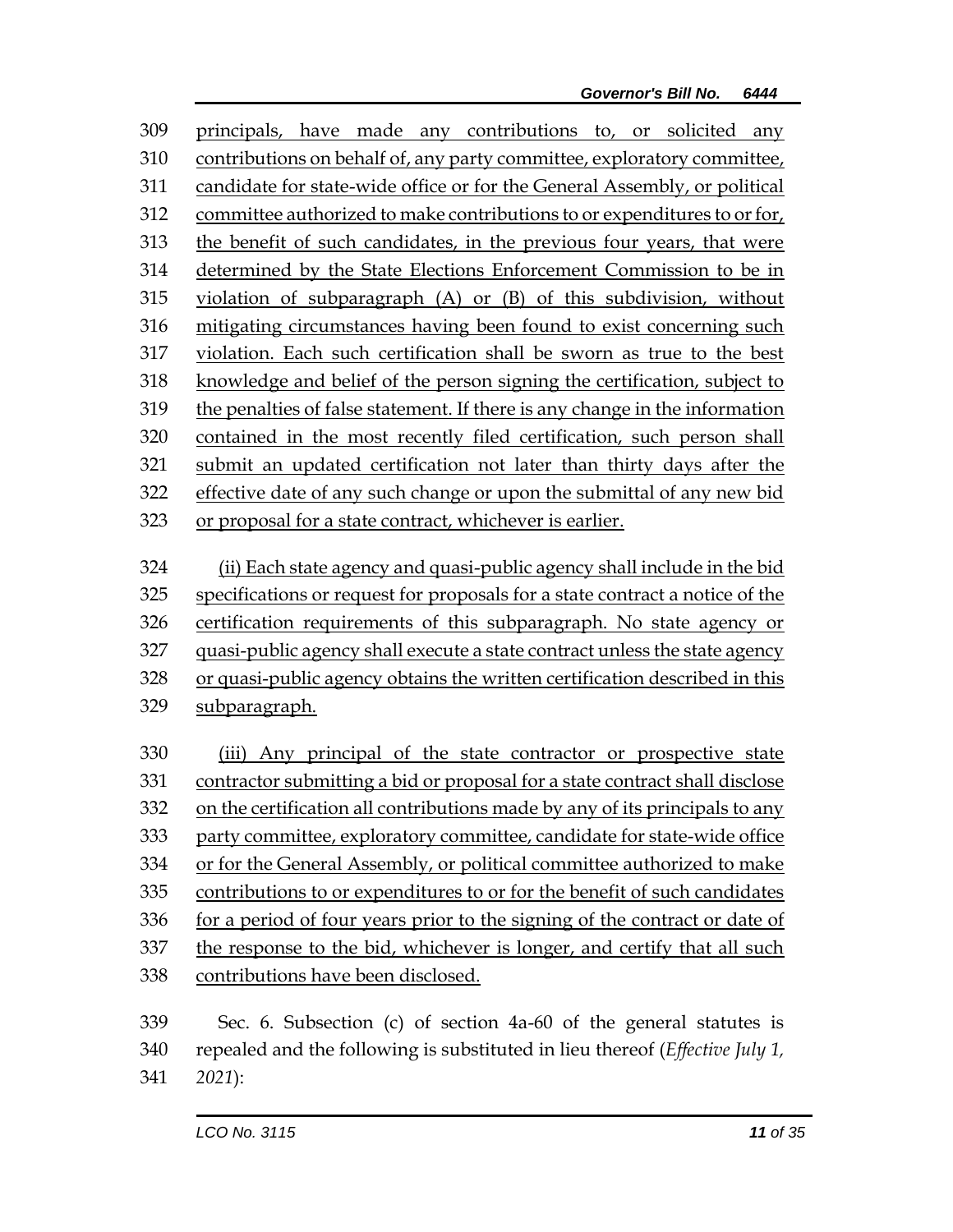principals, have made any contributions to, or solicited any contributions on behalf of, any party committee, exploratory committee, candidate for state-wide office or for the General Assembly, or political committee authorized to make contributions to or expenditures to or for, the benefit of such candidates, in the previous four years, that were determined by the State Elections Enforcement Commission to be in violation of subparagraph (A) or (B) of this subdivision, without mitigating circumstances having been found to exist concerning such violation. Each such certification shall be sworn as true to the best knowledge and belief of the person signing the certification, subject to the penalties of false statement. If there is any change in the information contained in the most recently filed certification, such person shall submit an updated certification not later than thirty days after the effective date of any such change or upon the submittal of any new bid or proposal for a state contract, whichever is earlier.

(ii) Each state agency and quasi-public agency shall include in the bid specifications or request for proposals for a state contract a notice of the certification requirements of this subparagraph. No state agency or quasi-public agency shall execute a state contract unless the state agency or quasi-public agency obtains the written certification described in this subparagraph.

(iii) Any principal of the state contractor or prospective state contractor submitting a bid or proposal for a state contract shall disclose on the certification all contributions made by any of its principals to any party committee, exploratory committee, candidate for state-wide office or for the General Assembly, or political committee authorized to make contributions to or expenditures to or for the benefit of such candidates for a period of four years prior to the signing of the contract or date of the response to the bid, whichever is longer, and certify that all such contributions have been disclosed.

Sec. 6. Subsection (c) of section 4a-60 of the general statutes is repealed and the following is substituted in lieu thereof (*Effective July 1, 2021*):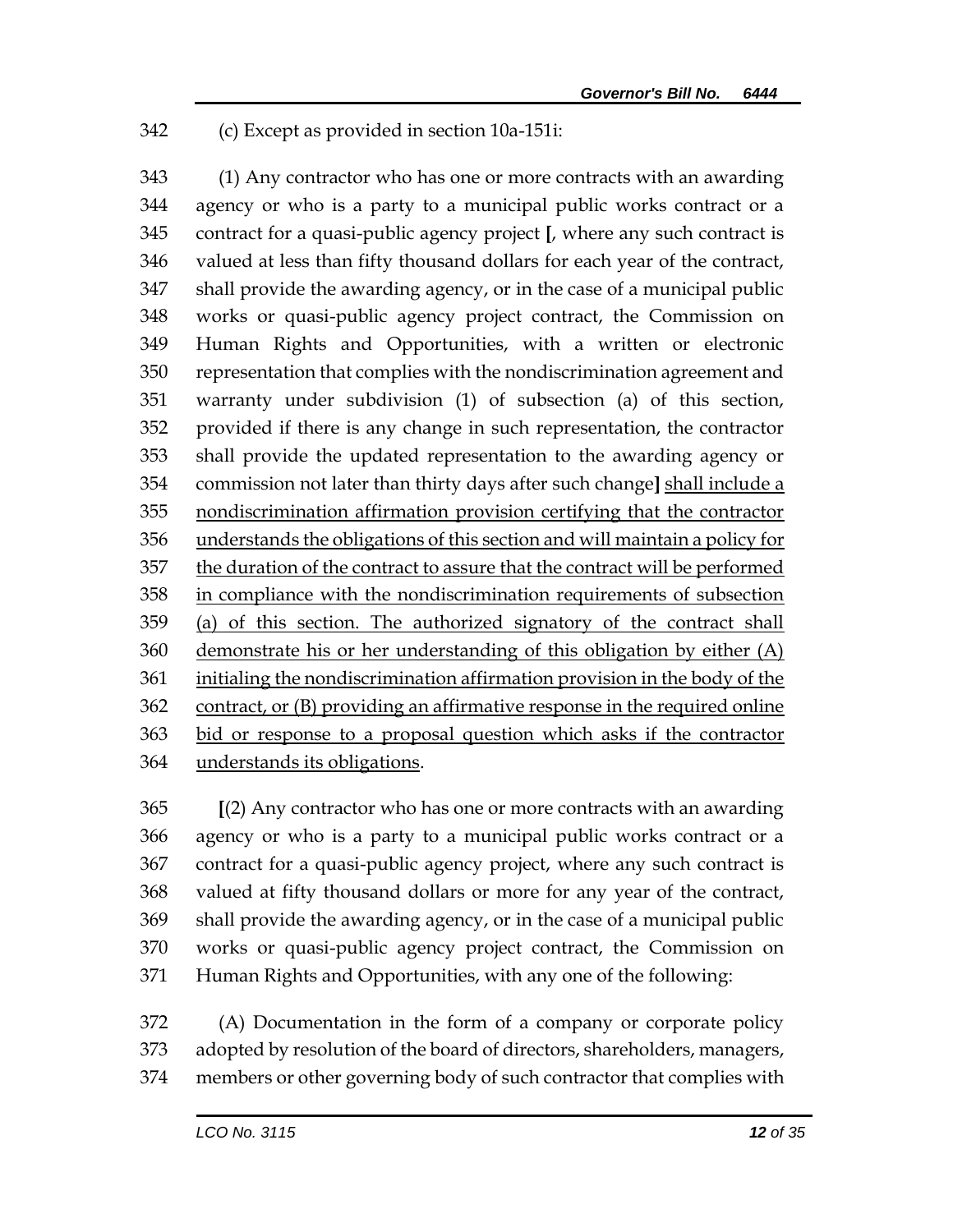(c) Except as provided in section 10a-151i:

(1) Any contractor who has one or more contracts with an awarding agency or who is a party to a municipal public works contract or a contract for a quasi-public agency project [, where any such contract is valued at less than fifty thousand dollars for each year of the contract, shall provide the awarding agency, or in the case of a municipal public works or quasi-public agency project contract, the Commission on Human Rights and Opportunities, with a written or electronic representation that complies with the nondiscrimination agreement and warranty under subdivision (1) of subsection (a) of this section, provided if there is any change in such representation, the contractor shall provide the updated representation to the awarding agency or commission not later than thirty days after such change] <u>shall include a nondiscrimination affirmation provision certifying that the contractor understands the obligations of this section and will maintain a policy for the duration of the contract to assure that the contract will be performed in compliance with the nondiscrimination requirements of subsection (a) of this section. The authorized signatory of the contract shall demonstrate his or her understanding of this obligation by either (A) initialing the nondiscrimination affirmation provision in the body of the contract, or (B) providing an affirmative response in the required online bid or response to a proposal question which asks if the contractor understands its obligations</u>.

[(2) Any contractor who has one or more contracts with an awarding agency or who is a party to a municipal public works contract or a contract for a quasi-public agency project, where any such contract is valued at fifty thousand dollars or more for any year of the contract, shall provide the awarding agency, or in the case of a municipal public works or quasi-public agency project contract, the Commission on Human Rights and Opportunities, with any one of the following:

(A) Documentation in the form of a company or corporate policy adopted by resolution of the board of directors, shareholders, managers, members or other governing body of such contractor that complies with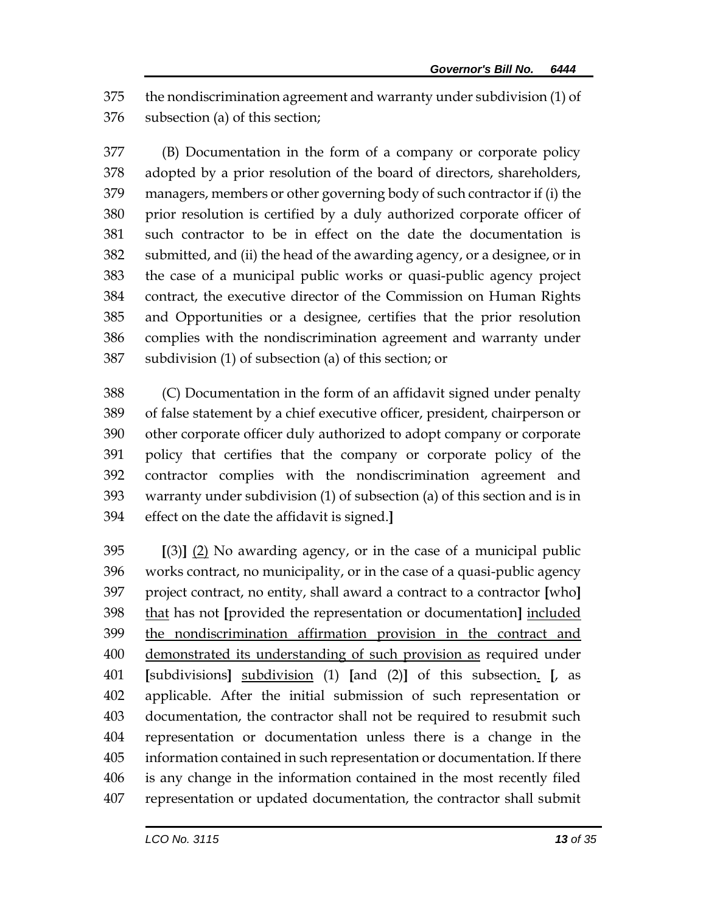375 the nondiscrimination agreement and warranty under subdivision (1) of
376 subsection (a) of this section;

377 (B) Documentation in the form of a company or corporate policy
378 adopted by a prior resolution of the board of directors, shareholders,
379 managers, members or other governing body of such contractor if (i) the
380 prior resolution is certified by a duly authorized corporate officer of
381 such contractor to be in effect on the date the documentation is
382 submitted, and (ii) the head of the awarding agency, or a designee, or in
383 the case of a municipal public works or quasi-public agency project
384 contract, the executive director of the Commission on Human Rights
385 and Opportunities or a designee, certifies that the prior resolution
386 complies with the nondiscrimination agreement and warranty under
387 subdivision (1) of subsection (a) of this section; or

388 (C) Documentation in the form of an affidavit signed under penalty
389 of false statement by a chief executive officer, president, chairperson or
390 other corporate officer duly authorized to adopt company or corporate
391 policy that certifies that the company or corporate policy of the
392 contractor complies with the nondiscrimination agreement and
393 warranty under subdivision (1) of subsection (a) of this section and is in
394 effect on the date the affidavit is signed.**]**

395 **[**(3)**]** <u>(2)</u> No awarding agency, or in the case of a municipal public
396 works contract, no municipality, or in the case of a quasi-public agency
397 project contract, no entity, shall award a contract to a contractor **[**who**]**
398 <u>that</u> has not **[**provided the representation or documentation**]** <u>included</u>
399 <u>the nondiscrimination affirmation provision in the contract and</u>
400 <u>demonstrated its understanding of such provision as</u> required under
401 **[**subdivisions**]** <u>subdivision</u> (1) **[**and (2)**]** of this subsection<u>.</u> **[**, as
402 applicable. After the initial submission of such representation or
403 documentation, the contractor shall not be required to resubmit such
404 representation or documentation unless there is a change in the
405 information contained in such representation or documentation. If there
406 is any change in the information contained in the most recently filed
407 representation or updated documentation, the contractor shall submit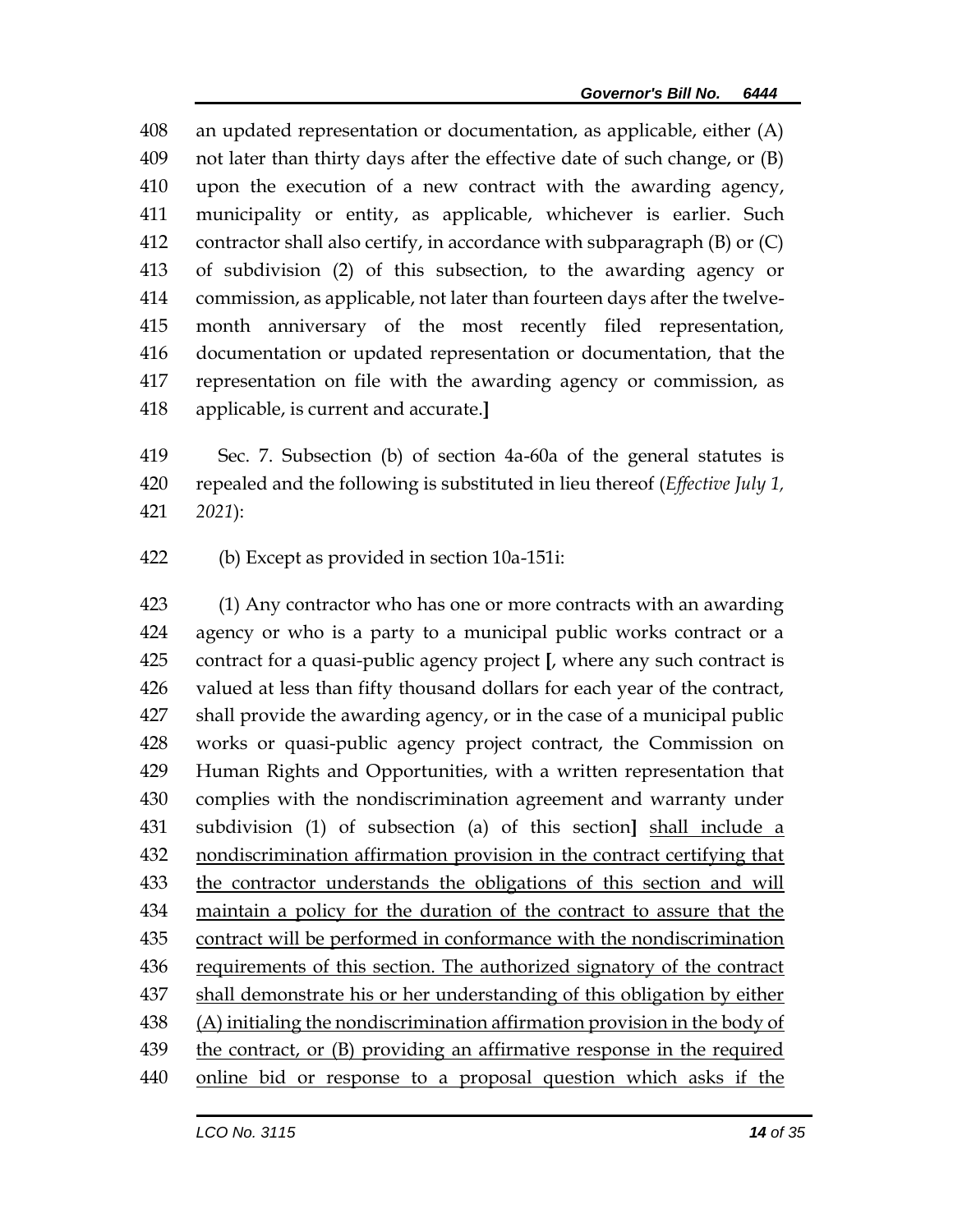an updated representation or documentation, as applicable, either (A) not later than thirty days after the effective date of such change, or (B) upon the execution of a new contract with the awarding agency, municipality or entity, as applicable, whichever is earlier. Such contractor shall also certify, in accordance with subparagraph (B) or (C) of subdivision (2) of this subsection, to the awarding agency or commission, as applicable, not later than fourteen days after the twelve-month anniversary of the most recently filed representation, documentation or updated representation or documentation, that the representation on file with the awarding agency or commission, as applicable, is current and accurate.**]**

Sec. 7. Subsection (b) of section 4a-60a of the general statutes is repealed and the following is substituted in lieu thereof (*Effective July 1, 2021*):

(b) Except as provided in section 10a-151i:

(1) Any contractor who has one or more contracts with an awarding agency or who is a party to a municipal public works contract or a contract for a quasi-public agency project **[**, where any such contract is valued at less than fifty thousand dollars for each year of the contract, shall provide the awarding agency, or in the case of a municipal public works or quasi-public agency project contract, the Commission on Human Rights and Opportunities, with a written representation that complies with the nondiscrimination agreement and warranty under subdivision (1) of subsection (a) of this section**]** <u>shall include a nondiscrimination affirmation provision in the contract certifying that the contractor understands the obligations of this section and will maintain a policy for the duration of the contract to assure that the contract will be performed in conformance with the nondiscrimination requirements of this section. The authorized signatory of the contract shall demonstrate his or her understanding of this obligation by either (A) initialing the nondiscrimination affirmation provision in the body of the contract, or (B) providing an affirmative response in the required online bid or response to a proposal question which asks if the</u>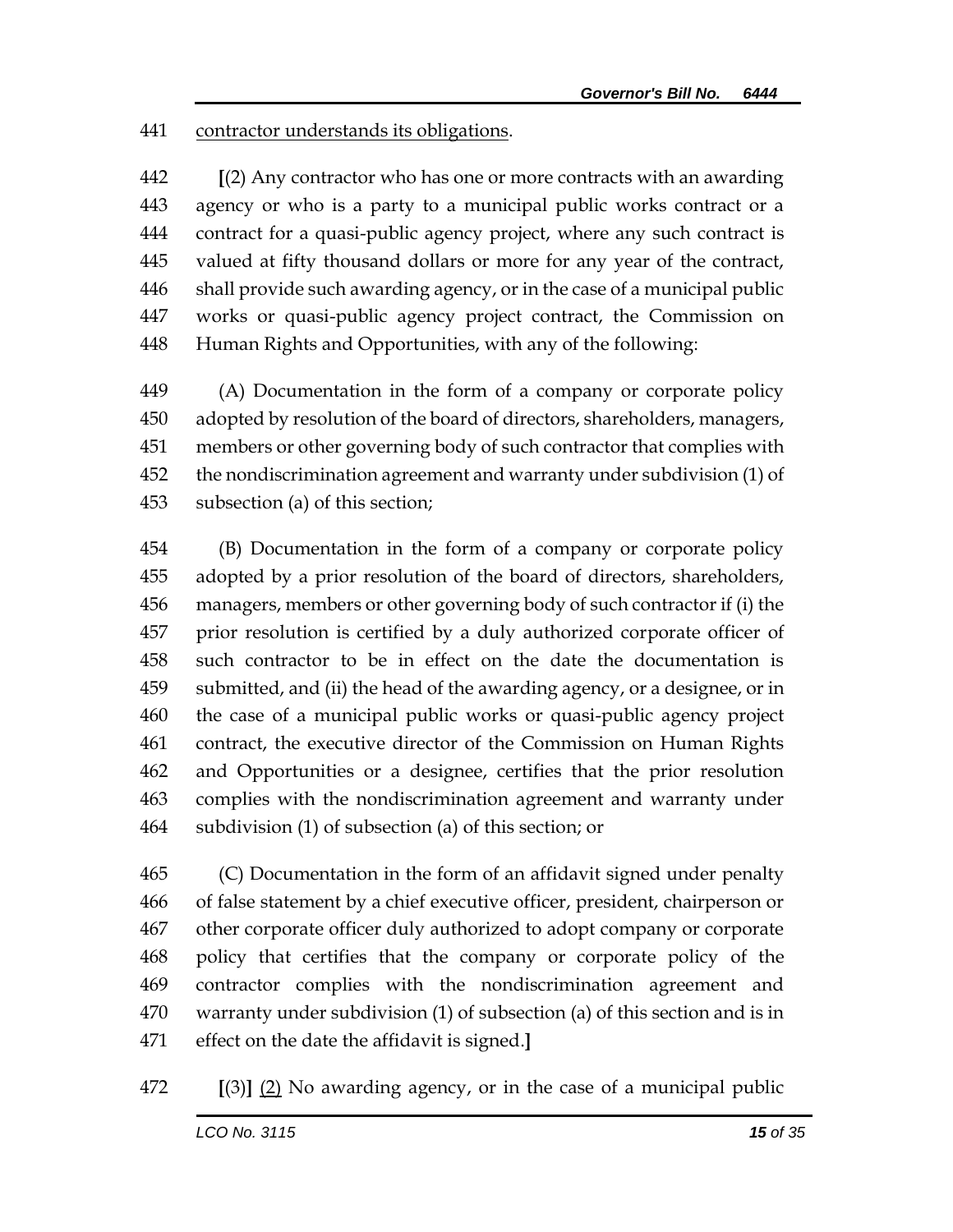441 contractor understands its obligations.

442 [(2) Any contractor who has one or more contracts with an awarding
443 agency or who is a party to a municipal public works contract or a
444 contract for a quasi-public agency project, where any such contract is
445 valued at fifty thousand dollars or more for any year of the contract,
446 shall provide such awarding agency, or in the case of a municipal public
447 works or quasi-public agency project contract, the Commission on
448 Human Rights and Opportunities, with any of the following:

449 (A) Documentation in the form of a company or corporate policy
450 adopted by resolution of the board of directors, shareholders, managers,
451 members or other governing body of such contractor that complies with
452 the nondiscrimination agreement and warranty under subdivision (1) of
453 subsection (a) of this section;

454 (B) Documentation in the form of a company or corporate policy
455 adopted by a prior resolution of the board of directors, shareholders,
456 managers, members or other governing body of such contractor if (i) the
457 prior resolution is certified by a duly authorized corporate officer of
458 such contractor to be in effect on the date the documentation is
459 submitted, and (ii) the head of the awarding agency, or a designee, or in
460 the case of a municipal public works or quasi-public agency project
461 contract, the executive director of the Commission on Human Rights
462 and Opportunities or a designee, certifies that the prior resolution
463 complies with the nondiscrimination agreement and warranty under
464 subdivision (1) of subsection (a) of this section; or

465 (C) Documentation in the form of an affidavit signed under penalty
466 of false statement by a chief executive officer, president, chairperson or
467 other corporate officer duly authorized to adopt company or corporate
468 policy that certifies that the company or corporate policy of the
469 contractor complies with the nondiscrimination agreement and
470 warranty under subdivision (1) of subsection (a) of this section and is in
471 effect on the date the affidavit is signed.]

472 [(3)] (2) No awarding agency, or in the case of a municipal public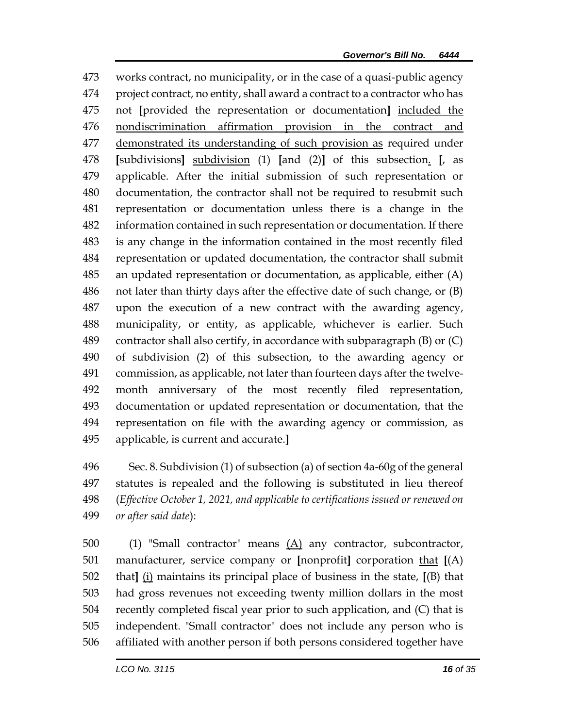473 works contract, no municipality, or in the case of a quasi-public agency
474 project contract, no entity, shall award a contract to a contractor who has
475 not **[**provided the representation or documentation**]** <u>included the</u>
476 <u>nondiscrimination affirmation provision in the contract and</u>
477 <u>demonstrated its understanding of such provision as</u> required under
478 **[**subdivisions**]** <u>subdivision</u> (1) **[**and (2)**]** of this subsection<u>.</u> **[**, as
479 applicable. After the initial submission of such representation or
480 documentation, the contractor shall not be required to resubmit such
481 representation or documentation unless there is a change in the
482 information contained in such representation or documentation. If there
483 is any change in the information contained in the most recently filed
484 representation or updated documentation, the contractor shall submit
485 an updated representation or documentation, as applicable, either (A)
486 not later than thirty days after the effective date of such change, or (B)
487 upon the execution of a new contract with the awarding agency,
488 municipality, or entity, as applicable, whichever is earlier. Such
489 contractor shall also certify, in accordance with subparagraph (B) or (C)
490 of subdivision (2) of this subsection, to the awarding agency or
491 commission, as applicable, not later than fourteen days after the twelve-
492 month anniversary of the most recently filed representation,
493 documentation or updated representation or documentation, that the
494 representation on file with the awarding agency or commission, as
495 applicable, is current and accurate.**]**

496 Sec. 8. Subdivision (1) of subsection (a) of section 4a-60g of the general
497 statutes is repealed and the following is substituted in lieu thereof
498 (*Effective October 1, 2021, and applicable to certifications issued or renewed on*
499 *or after said date*):

500 (1) "Small contractor" means <u>(A)</u> any contractor, subcontractor,
501 manufacturer, service company or **[**nonprofit**]** corporation <u>that</u> **[**(A)
502 that**]** <u>(i)</u> maintains its principal place of business in the state, **[**(B) that
503 had gross revenues not exceeding twenty million dollars in the most
504 recently completed fiscal year prior to such application, and (C) that is
505 independent. "Small contractor" does not include any person who is
506 affiliated with another person if both persons considered together have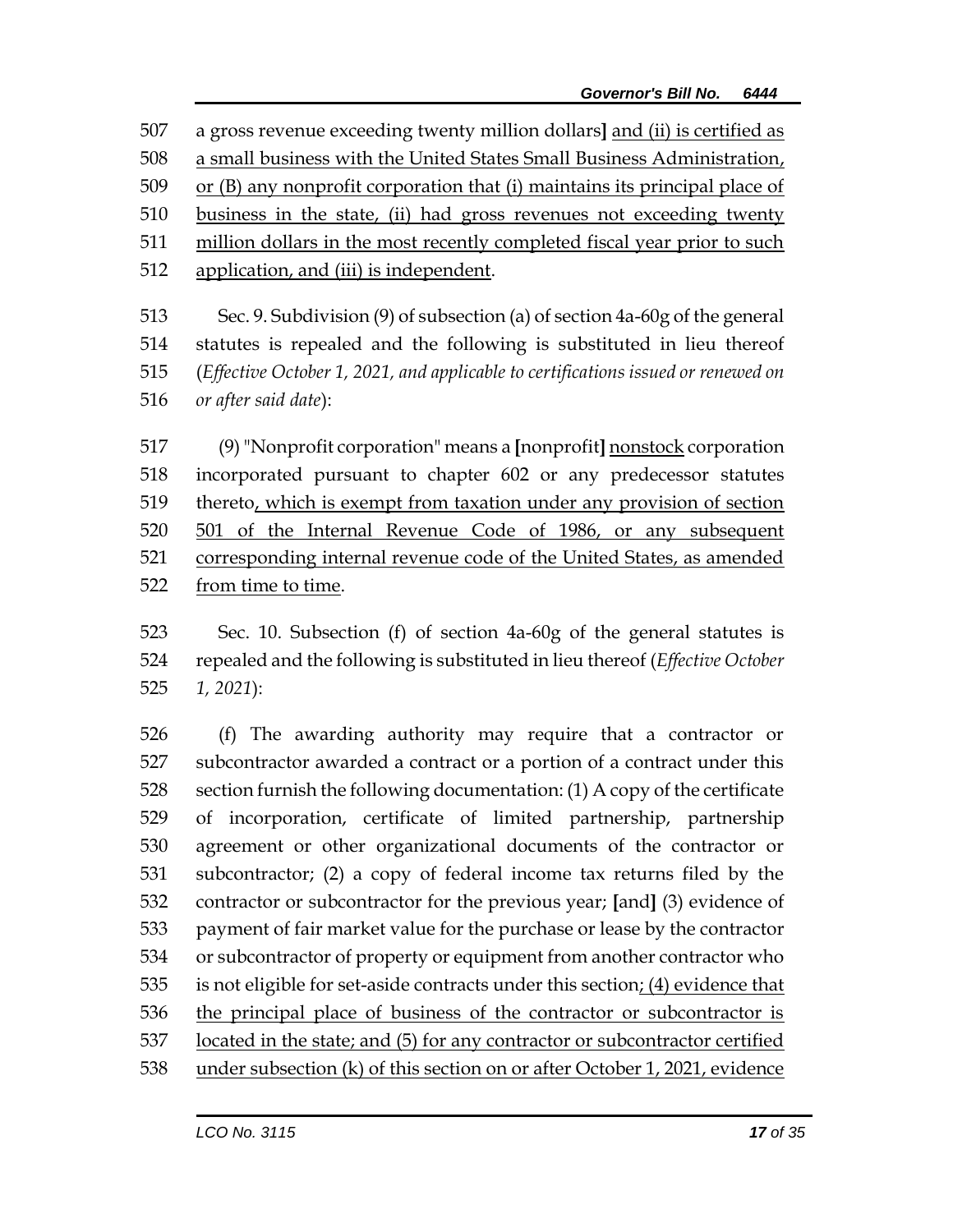507 a gross revenue exceeding twenty million dollars] <u>and (ii) is certified as</u>
508 <u>a small business with the United States Small Business Administration,</u>
509 <u>or (B) any nonprofit corporation that (i) maintains its principal place of</u>
510 <u>business in the state, (ii) had gross revenues not exceeding twenty</u>
511 <u>million dollars in the most recently completed fiscal year prior to such</u>
512 <u>application, and (iii) is independent</u>.

513 Sec. 9. Subdivision (9) of subsection (a) of section 4a-60g of the general
514 statutes is repealed and the following is substituted in lieu thereof
515 (*Effective October 1, 2021, and applicable to certifications issued or renewed on*
516 *or after said date*):

517 (9) "Nonprofit corporation" means a [nonprofit] <u>nonstock</u> corporation
518 incorporated pursuant to chapter 602 or any predecessor statutes
519 thereto<u>, which is exempt from taxation under any provision of section</u>
520 <u>501 of the Internal Revenue Code of 1986, or any subsequent</u>
521 <u>corresponding internal revenue code of the United States, as amended</u>
522 <u>from time to time</u>.

523 Sec. 10. Subsection (f) of section 4a-60g of the general statutes is
524 repealed and the following is substituted in lieu thereof (*Effective October*
525 *1, 2021*):

526 (f) The awarding authority may require that a contractor or
527 subcontractor awarded a contract or a portion of a contract under this
528 section furnish the following documentation: (1) A copy of the certificate
529 of incorporation, certificate of limited partnership, partnership
530 agreement or other organizational documents of the contractor or
531 subcontractor; (2) a copy of federal income tax returns filed by the
532 contractor or subcontractor for the previous year; [and] (3) evidence of
533 payment of fair market value for the purchase or lease by the contractor
534 or subcontractor of property or equipment from another contractor who
535 is not eligible for set-aside contracts under this section<u>; (4) evidence that</u>
536 <u>the principal place of business of the contractor or subcontractor is</u>
537 <u>located in the state; and (5) for any contractor or subcontractor certified</u>
538 <u>under subsection (k) of this section on or after October 1, 2021, evidence</u>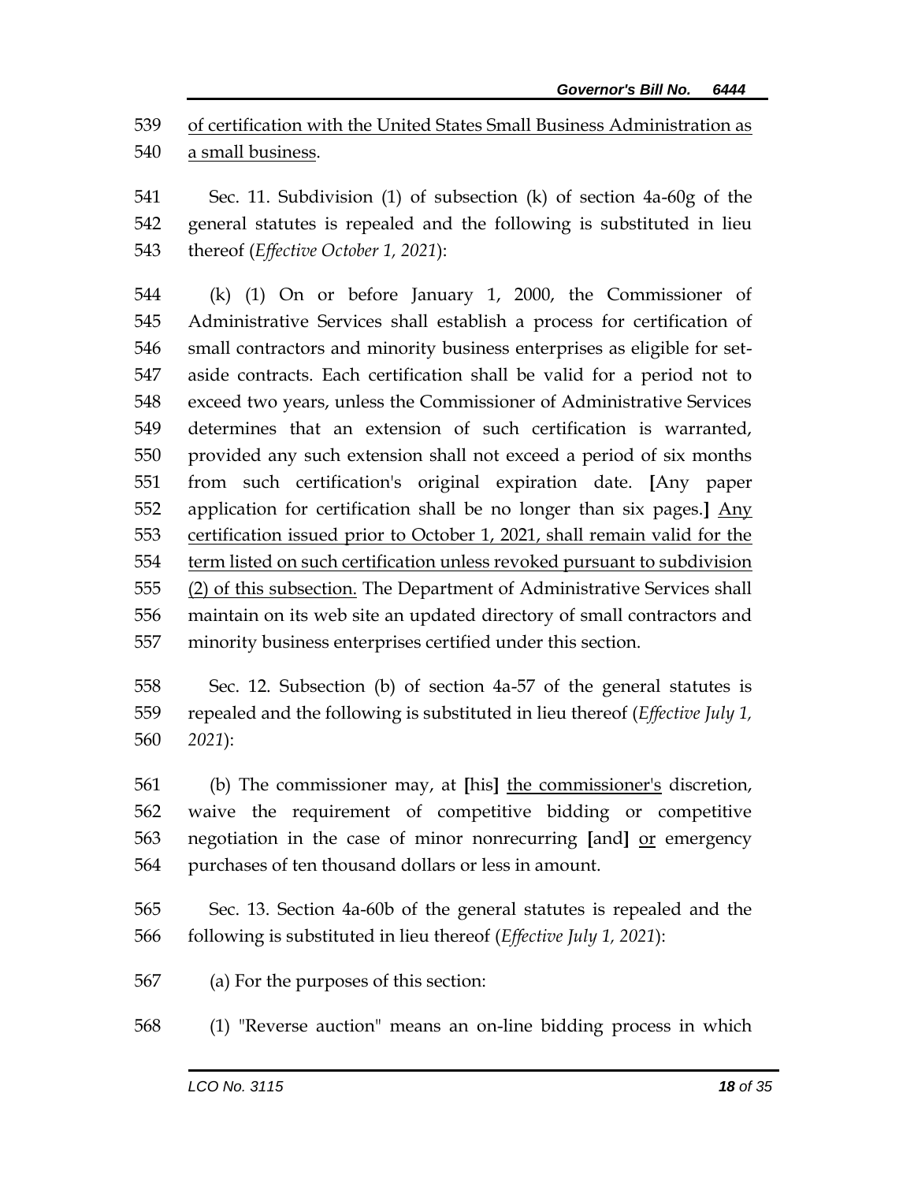of certification with the United States Small Business Administration as a small business.

Sec. 11. Subdivision (1) of subsection (k) of section 4a-60g of the general statutes is repealed and the following is substituted in lieu thereof (*Effective October 1, 2021*):

(k) (1) On or before January 1, 2000, the Commissioner of Administrative Services shall establish a process for certification of small contractors and minority business enterprises as eligible for set-aside contracts. Each certification shall be valid for a period not to exceed two years, unless the Commissioner of Administrative Services determines that an extension of such certification is warranted, provided any such extension shall not exceed a period of six months from such certification's original expiration date. **[**Any paper application for certification shall be no longer than six pages.**]** Any certification issued prior to October 1, 2021, shall remain valid for the term listed on such certification unless revoked pursuant to subdivision (2) of this subsection. The Department of Administrative Services shall maintain on its web site an updated directory of small contractors and minority business enterprises certified under this section.

Sec. 12. Subsection (b) of section 4a-57 of the general statutes is repealed and the following is substituted in lieu thereof (*Effective July 1, 2021*):

(b) The commissioner may, at **[**his**]** the commissioner's discretion, waive the requirement of competitive bidding or competitive negotiation in the case of minor nonrecurring **[**and**]** or emergency purchases of ten thousand dollars or less in amount.

Sec. 13. Section 4a-60b of the general statutes is repealed and the following is substituted in lieu thereof (*Effective July 1, 2021*):

(a) For the purposes of this section:

(1) "Reverse auction" means an on-line bidding process in which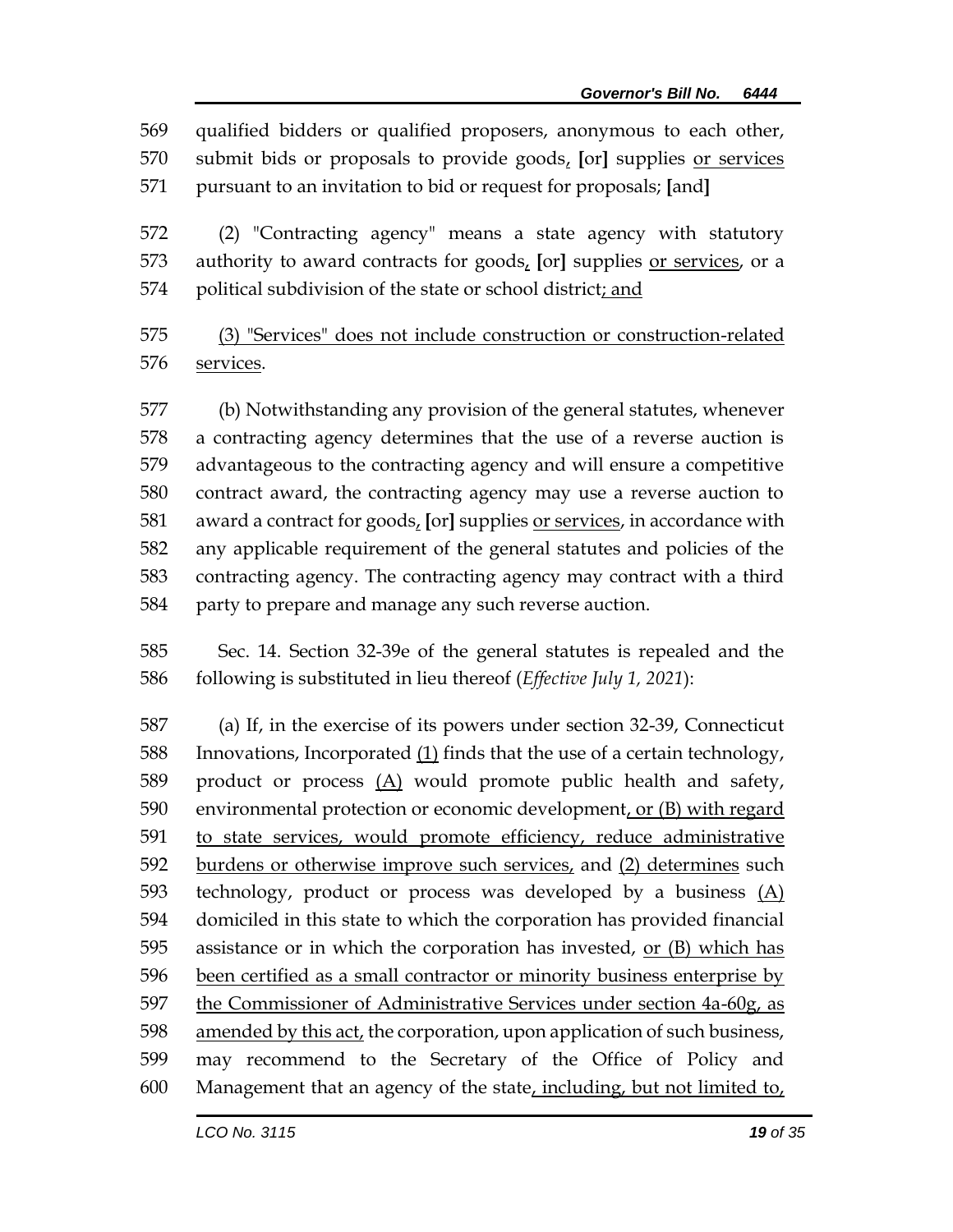569 qualified bidders or qualified proposers, anonymous to each other,
570 submit bids or proposals to provide goods, [or] supplies <u>or services</u>
571 pursuant to an invitation to bid or request for proposals; [and]

572 (2) "Contracting agency" means a state agency with statutory
573 authority to award contracts for goods, [or] supplies <u>or services</u>, or a
574 political subdivision of the state or school district<u>; and</u>

575 <u>(3) "Services" does not include construction or construction-related</u>
576 <u>services</u>.

577 (b) Notwithstanding any provision of the general statutes, whenever
578 a contracting agency determines that the use of a reverse auction is
579 advantageous to the contracting agency and will ensure a competitive
580 contract award, the contracting agency may use a reverse auction to
581 award a contract for goods, [or] supplies <u>or services</u>, in accordance with
582 any applicable requirement of the general statutes and policies of the
583 contracting agency. The contracting agency may contract with a third
584 party to prepare and manage any such reverse auction.

585 Sec. 14. Section 32-39e of the general statutes is repealed and the
586 following is substituted in lieu thereof (*Effective July 1, 2021*):

587 (a) If, in the exercise of its powers under section 32-39, Connecticut
588 Innovations, Incorporated <u>(1)</u> finds that the use of a certain technology,
589 product or process <u>(A)</u> would promote public health and safety,
590 environmental protection or economic development<u>, or (B) with regard</u>
591 <u>to state services, would promote efficiency, reduce administrative</u>
592 <u>burdens or otherwise improve such services,</u> and <u>(2) determines</u> such
593 technology, product or process was developed by a business <u>(A)</u>
594 domiciled in this state to which the corporation has provided financial
595 assistance or in which the corporation has invested, <u>or (B) which has</u>
596 <u>been certified as a small contractor or minority business enterprise by</u>
597 <u>the Commissioner of Administrative Services under section 4a-60g, as</u>
598 <u>amended by this act,</u> the corporation, upon application of such business,
599 may recommend to the Secretary of the Office of Policy and
600 Management that an agency of the state<u>, including, but not limited to,</u>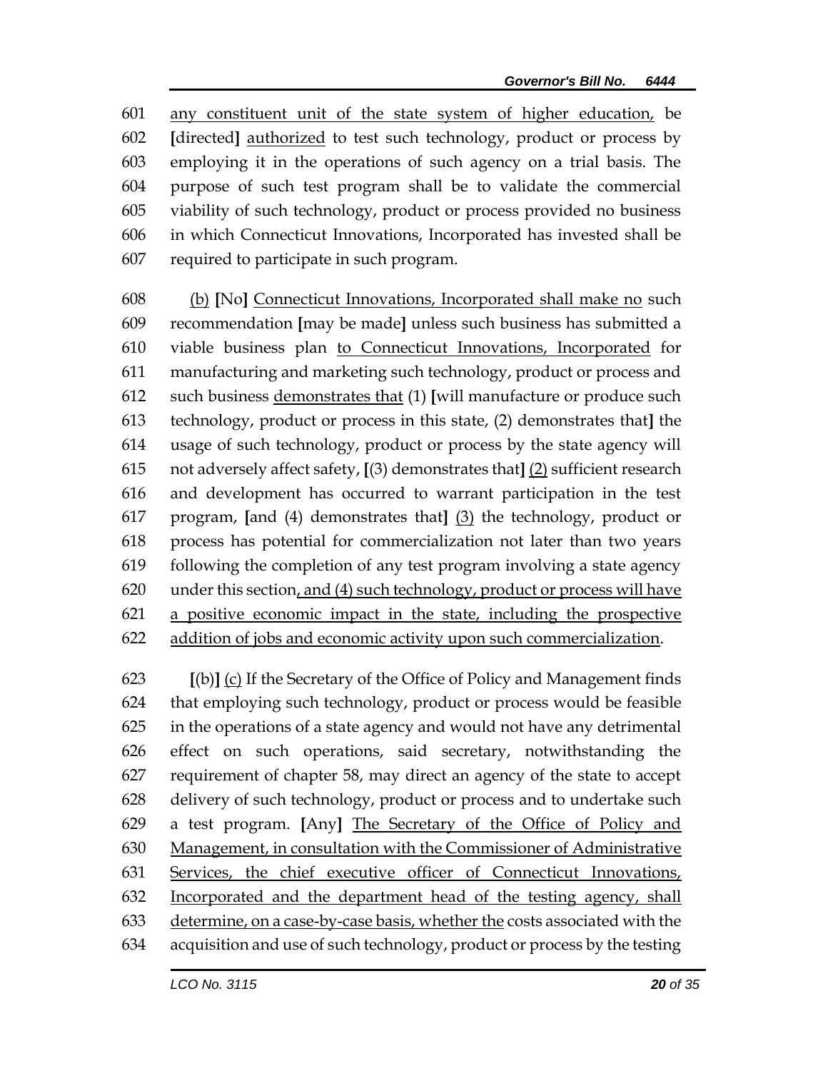601 any constituent unit of the state system of higher education, be
602 [directed] authorized to test such technology, product or process by
603 employing it in the operations of such agency on a trial basis. The
604 purpose of such test program shall be to validate the commercial
605 viability of such technology, product or process provided no business
606 in which Connecticut Innovations, Incorporated has invested shall be
607 required to participate in such program.

608 (b) [No] Connecticut Innovations, Incorporated shall make no such
609 recommendation [may be made] unless such business has submitted a
610 viable business plan to Connecticut Innovations, Incorporated for
611 manufacturing and marketing such technology, product or process and
612 such business demonstrates that (1) [will manufacture or produce such
613 technology, product or process in this state, (2) demonstrates that] the
614 usage of such technology, product or process by the state agency will
615 not adversely affect safety, [(3) demonstrates that] (2) sufficient research
616 and development has occurred to warrant participation in the test
617 program, [and (4) demonstrates that] (3) the technology, product or
618 process has potential for commercialization not later than two years
619 following the completion of any test program involving a state agency
620 under this section, and (4) such technology, product or process will have
621 a positive economic impact in the state, including the prospective
622 addition of jobs and economic activity upon such commercialization.

623 [(b)] (c) If the Secretary of the Office of Policy and Management finds
624 that employing such technology, product or process would be feasible
625 in the operations of a state agency and would not have any detrimental
626 effect on such operations, said secretary, notwithstanding the
627 requirement of chapter 58, may direct an agency of the state to accept
628 delivery of such technology, product or process and to undertake such
629 a test program. [Any] The Secretary of the Office of Policy and
630 Management, in consultation with the Commissioner of Administrative
631 Services, the chief executive officer of Connecticut Innovations,
632 Incorporated and the department head of the testing agency, shall
633 determine, on a case-by-case basis, whether the costs associated with the
634 acquisition and use of such technology, product or process by the testing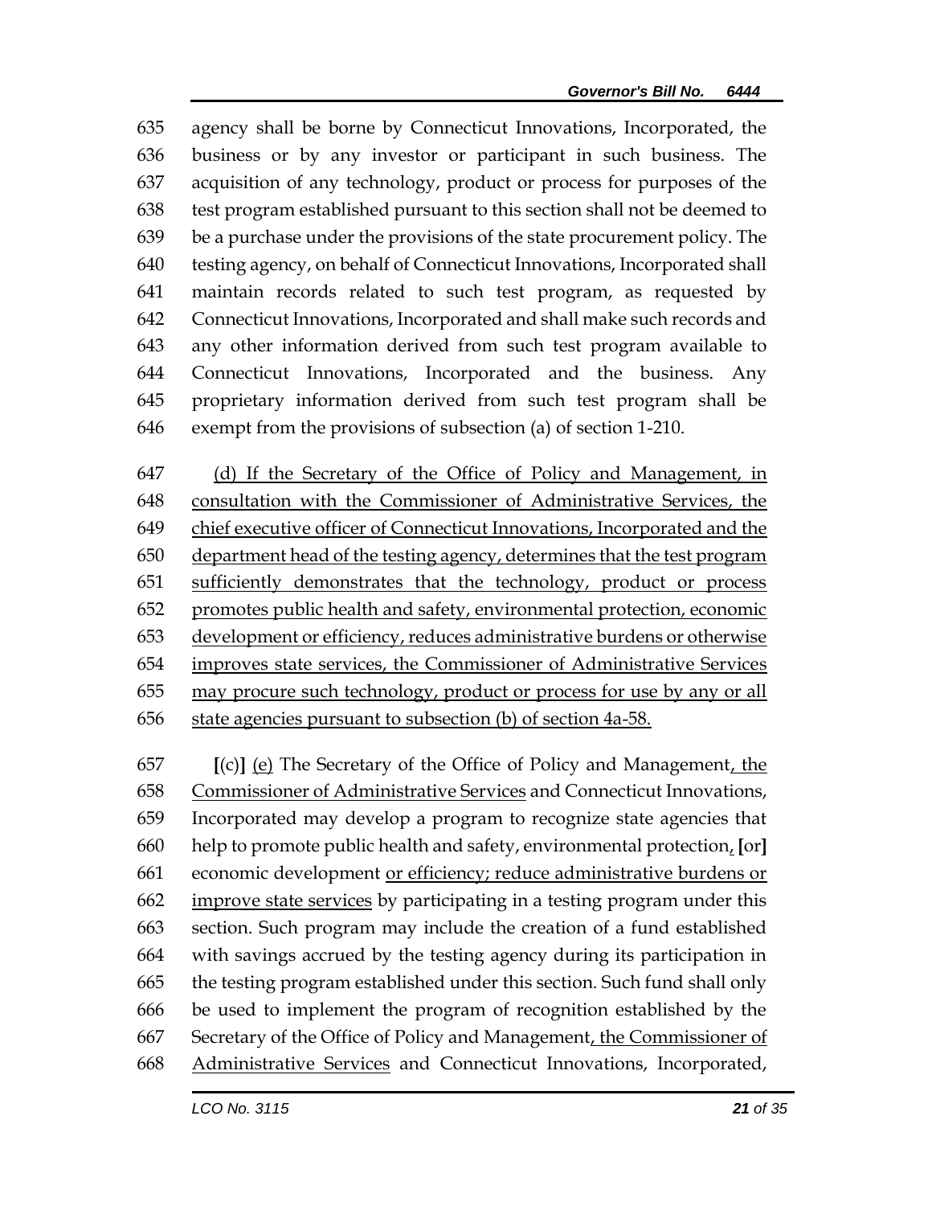635 agency shall be borne by Connecticut Innovations, Incorporated, the
636 business or by any investor or participant in such business. The
637 acquisition of any technology, product or process for purposes of the
638 test program established pursuant to this section shall not be deemed to
639 be a purchase under the provisions of the state procurement policy. The
640 testing agency, on behalf of Connecticut Innovations, Incorporated shall
641 maintain records related to such test program, as requested by
642 Connecticut Innovations, Incorporated and shall make such records and
643 any other information derived from such test program available to
644 Connecticut Innovations, Incorporated and the business. Any
645 proprietary information derived from such test program shall be
646 exempt from the provisions of subsection (a) of section 1-210.

647 <u>(d) If the Secretary of the Office of Policy and Management, in</u>
648 <u>consultation with the Commissioner of Administrative Services, the</u>
649 <u>chief executive officer of Connecticut Innovations, Incorporated and the</u>
650 <u>department head of the testing agency, determines that the test program</u>
651 <u>sufficiently demonstrates that the technology, product or process</u>
652 <u>promotes public health and safety, environmental protection, economic</u>
653 <u>development or efficiency, reduces administrative burdens or otherwise</u>
654 <u>improves state services, the Commissioner of Administrative Services</u>
655 <u>may procure such technology, product or process for use by any or all</u>
656 <u>state agencies pursuant to subsection (b) of section 4a-58.</u>

657 **[**(c)**]** <u>(e)</u> The Secretary of the Office of Policy and Management<u>, the</u>
658 <u>Commissioner of Administrative Services</u> and Connecticut Innovations,
659 Incorporated may develop a program to recognize state agencies that
660 help to promote public health and safety, environmental protection<u>,</u> **[**or**]**
661 economic development <u>or efficiency; reduce administrative burdens or</u>
662 <u>improve state services</u> by participating in a testing program under this
663 section. Such program may include the creation of a fund established
664 with savings accrued by the testing agency during its participation in
665 the testing program established under this section. Such fund shall only
666 be used to implement the program of recognition established by the
667 Secretary of the Office of Policy and Management<u>, the Commissioner of</u>
668 <u>Administrative Services</u> and Connecticut Innovations, Incorporated,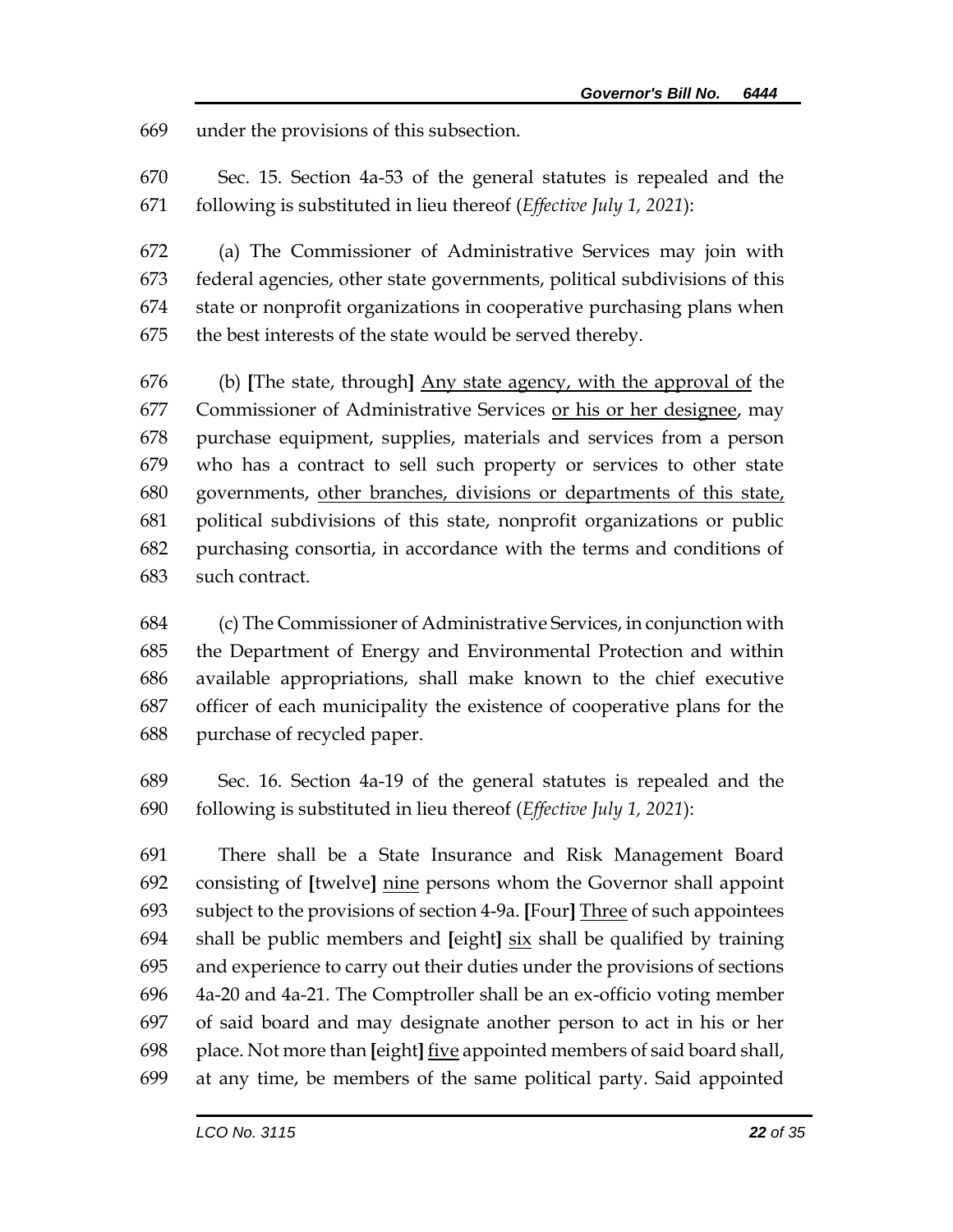under the provisions of this subsection.

Sec. 15. Section 4a-53 of the general statutes is repealed and the following is substituted in lieu thereof (*Effective July 1, 2021*):

(a) The Commissioner of Administrative Services may join with federal agencies, other state governments, political subdivisions of this state or nonprofit organizations in cooperative purchasing plans when the best interests of the state would be served thereby.

(b) **[**The state, through**]** <u>Any state agency, with the approval of</u> the Commissioner of Administrative Services <u>or his or her designee</u>, may purchase equipment, supplies, materials and services from a person who has a contract to sell such property or services to other state governments, <u>other branches, divisions or departments of this state,</u> political subdivisions of this state, nonprofit organizations or public purchasing consortia, in accordance with the terms and conditions of such contract.

(c) The Commissioner of Administrative Services, in conjunction with the Department of Energy and Environmental Protection and within available appropriations, shall make known to the chief executive officer of each municipality the existence of cooperative plans for the purchase of recycled paper.

Sec. 16. Section 4a-19 of the general statutes is repealed and the following is substituted in lieu thereof (*Effective July 1, 2021*):

There shall be a State Insurance and Risk Management Board consisting of **[**twelve**]** <u>nine</u> persons whom the Governor shall appoint subject to the provisions of section 4-9a. **[**Four**]** <u>Three</u> of such appointees shall be public members and **[**eight**]** <u>six</u> shall be qualified by training and experience to carry out their duties under the provisions of sections 4a-20 and 4a-21. The Comptroller shall be an ex-officio voting member of said board and may designate another person to act in his or her place. Not more than **[**eight**]** <u>five</u> appointed members of said board shall, at any time, be members of the same political party. Said appointed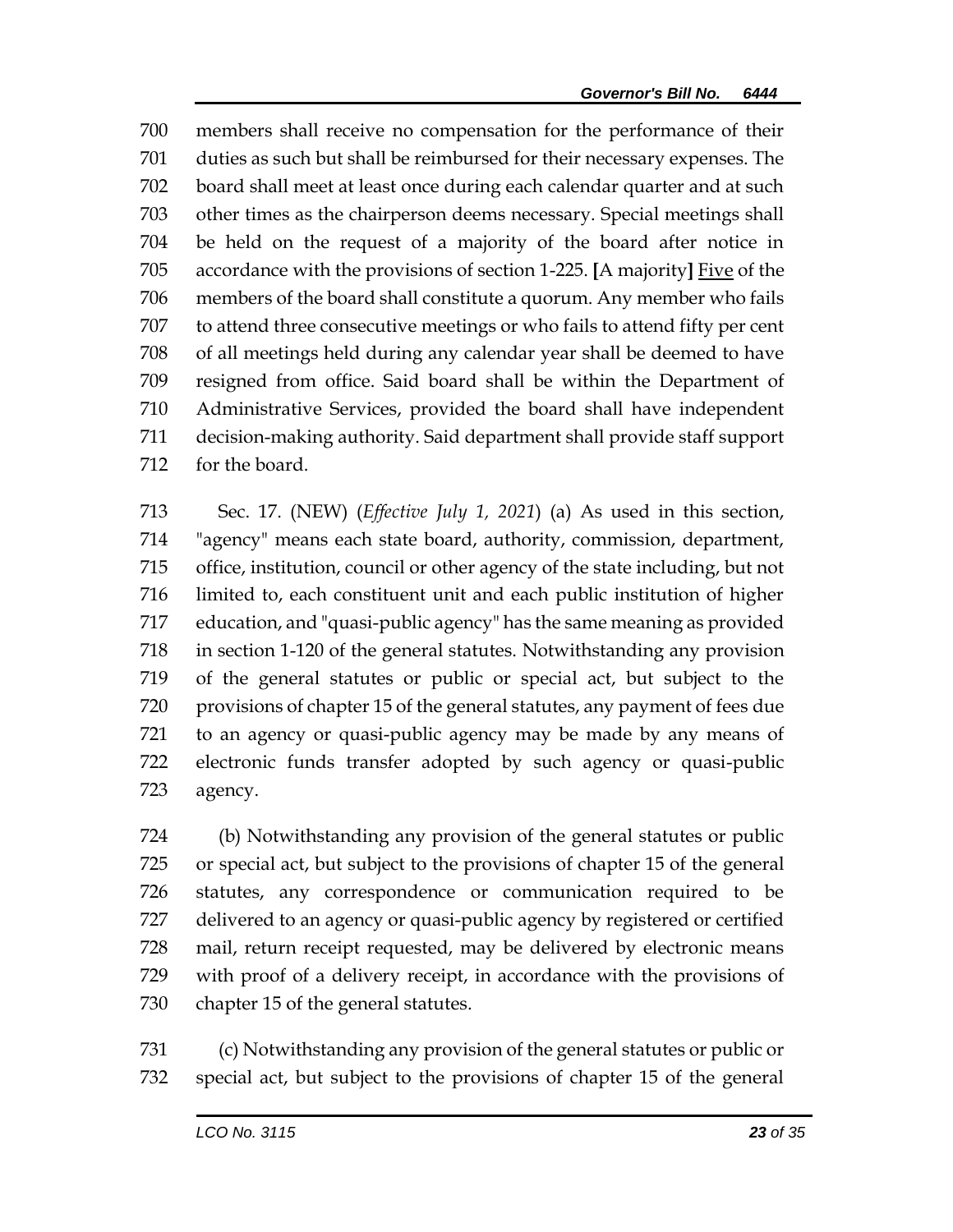members shall receive no compensation for the performance of their duties as such but shall be reimbursed for their necessary expenses. The board shall meet at least once during each calendar quarter and at such other times as the chairperson deems necessary. Special meetings shall be held on the request of a majority of the board after notice in accordance with the provisions of section 1-225. **[**A majority**]** <u>Five</u> of the members of the board shall constitute a quorum. Any member who fails to attend three consecutive meetings or who fails to attend fifty per cent of all meetings held during any calendar year shall be deemed to have resigned from office. Said board shall be within the Department of Administrative Services, provided the board shall have independent decision-making authority. Said department shall provide staff support for the board.

Sec. 17. (NEW) (*Effective July 1, 2021*) (a) As used in this section, "agency" means each state board, authority, commission, department, office, institution, council or other agency of the state including, but not limited to, each constituent unit and each public institution of higher education, and "quasi-public agency" has the same meaning as provided in section 1-120 of the general statutes. Notwithstanding any provision of the general statutes or public or special act, but subject to the provisions of chapter 15 of the general statutes, any payment of fees due to an agency or quasi-public agency may be made by any means of electronic funds transfer adopted by such agency or quasi-public agency.

(b) Notwithstanding any provision of the general statutes or public or special act, but subject to the provisions of chapter 15 of the general statutes, any correspondence or communication required to be delivered to an agency or quasi-public agency by registered or certified mail, return receipt requested, may be delivered by electronic means with proof of a delivery receipt, in accordance with the provisions of chapter 15 of the general statutes.

(c) Notwithstanding any provision of the general statutes or public or special act, but subject to the provisions of chapter 15 of the general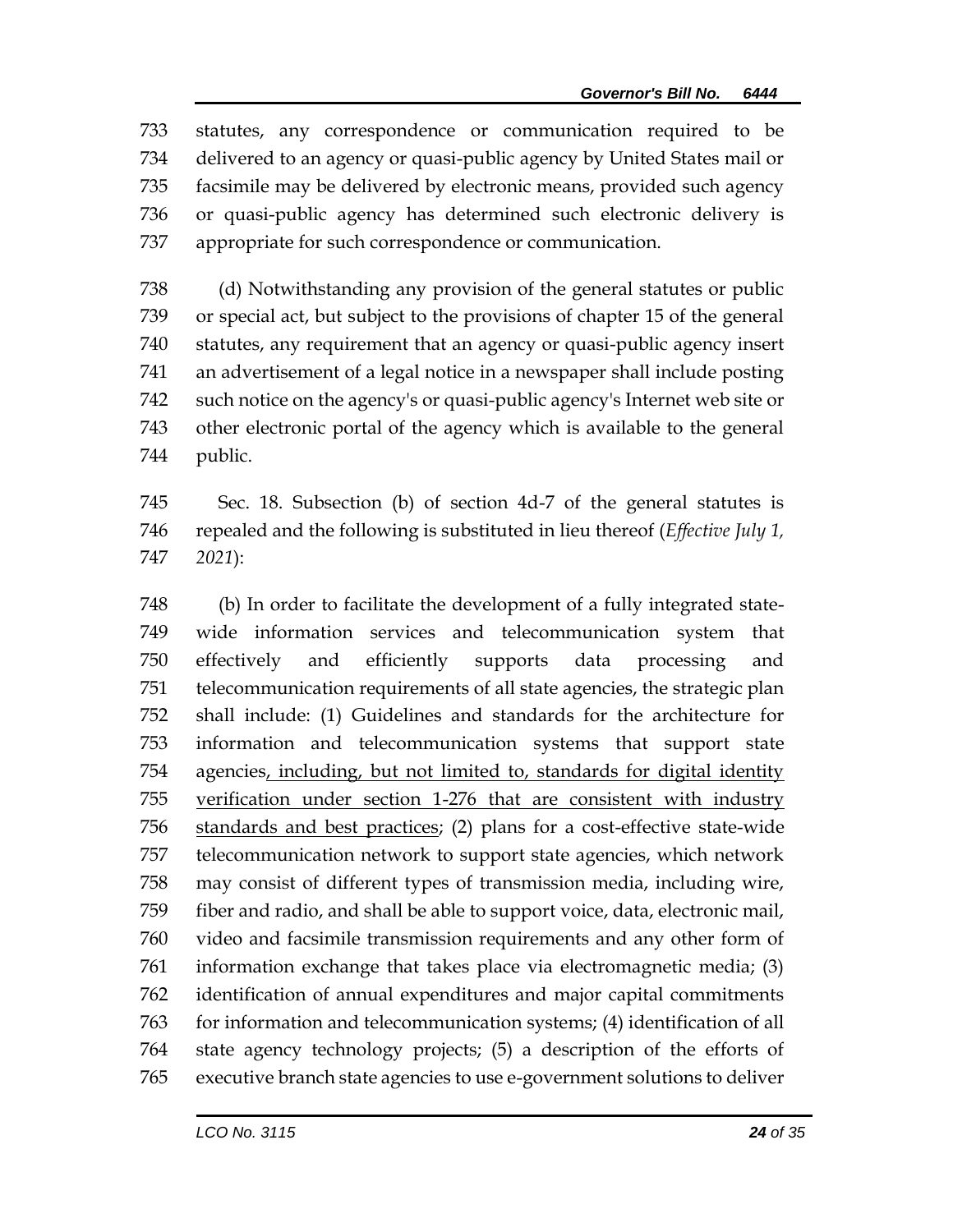statutes, any correspondence or communication required to be delivered to an agency or quasi-public agency by United States mail or facsimile may be delivered by electronic means, provided such agency or quasi-public agency has determined such electronic delivery is appropriate for such correspondence or communication.

(d) Notwithstanding any provision of the general statutes or public or special act, but subject to the provisions of chapter 15 of the general statutes, any requirement that an agency or quasi-public agency insert an advertisement of a legal notice in a newspaper shall include posting such notice on the agency's or quasi-public agency's Internet web site or other electronic portal of the agency which is available to the general public.

Sec. 18. Subsection (b) of section 4d-7 of the general statutes is repealed and the following is substituted in lieu thereof (*Effective July 1, 2021*):

(b) In order to facilitate the development of a fully integrated state-wide information services and telecommunication system that effectively and efficiently supports data processing and telecommunication requirements of all state agencies, the strategic plan shall include: (1) Guidelines and standards for the architecture for information and telecommunication systems that support state agencies<u>, including, but not limited to, standards for digital identity verification under section 1-276 that are consistent with industry standards and best practices</u>; (2) plans for a cost-effective state-wide telecommunication network to support state agencies, which network may consist of different types of transmission media, including wire, fiber and radio, and shall be able to support voice, data, electronic mail, video and facsimile transmission requirements and any other form of information exchange that takes place via electromagnetic media; (3) identification of annual expenditures and major capital commitments for information and telecommunication systems; (4) identification of all state agency technology projects; (5) a description of the efforts of executive branch state agencies to use e-government solutions to deliver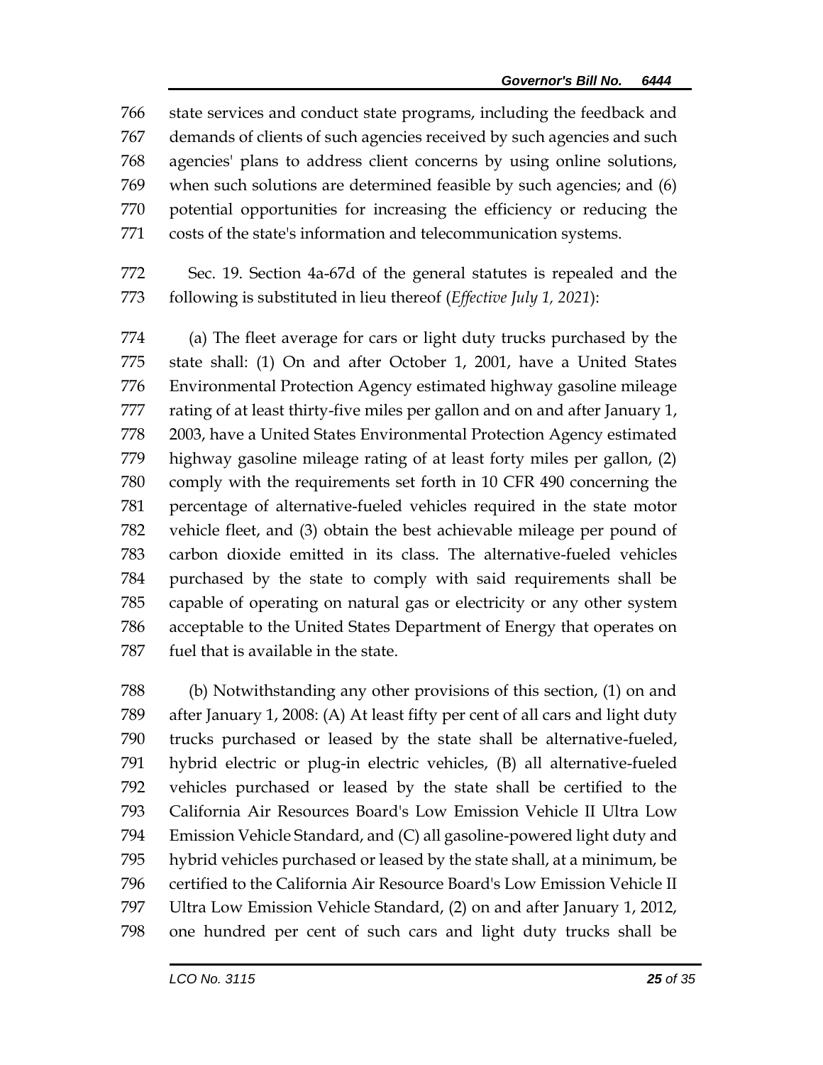state services and conduct state programs, including the feedback and demands of clients of such agencies received by such agencies and such agencies' plans to address client concerns by using online solutions, when such solutions are determined feasible by such agencies; and (6) potential opportunities for increasing the efficiency or reducing the costs of the state's information and telecommunication systems.

Sec. 19. Section 4a-67d of the general statutes is repealed and the following is substituted in lieu thereof (*Effective July 1, 2021*):

(a) The fleet average for cars or light duty trucks purchased by the state shall: (1) On and after October 1, 2001, have a United States Environmental Protection Agency estimated highway gasoline mileage rating of at least thirty-five miles per gallon and on and after January 1, 2003, have a United States Environmental Protection Agency estimated highway gasoline mileage rating of at least forty miles per gallon, (2) comply with the requirements set forth in 10 CFR 490 concerning the percentage of alternative-fueled vehicles required in the state motor vehicle fleet, and (3) obtain the best achievable mileage per pound of carbon dioxide emitted in its class. The alternative-fueled vehicles purchased by the state to comply with said requirements shall be capable of operating on natural gas or electricity or any other system acceptable to the United States Department of Energy that operates on fuel that is available in the state.

(b) Notwithstanding any other provisions of this section, (1) on and after January 1, 2008: (A) At least fifty per cent of all cars and light duty trucks purchased or leased by the state shall be alternative-fueled, hybrid electric or plug-in electric vehicles, (B) all alternative-fueled vehicles purchased or leased by the state shall be certified to the California Air Resources Board's Low Emission Vehicle II Ultra Low Emission Vehicle Standard, and (C) all gasoline-powered light duty and hybrid vehicles purchased or leased by the state shall, at a minimum, be certified to the California Air Resource Board's Low Emission Vehicle II Ultra Low Emission Vehicle Standard, (2) on and after January 1, 2012, one hundred per cent of such cars and light duty trucks shall be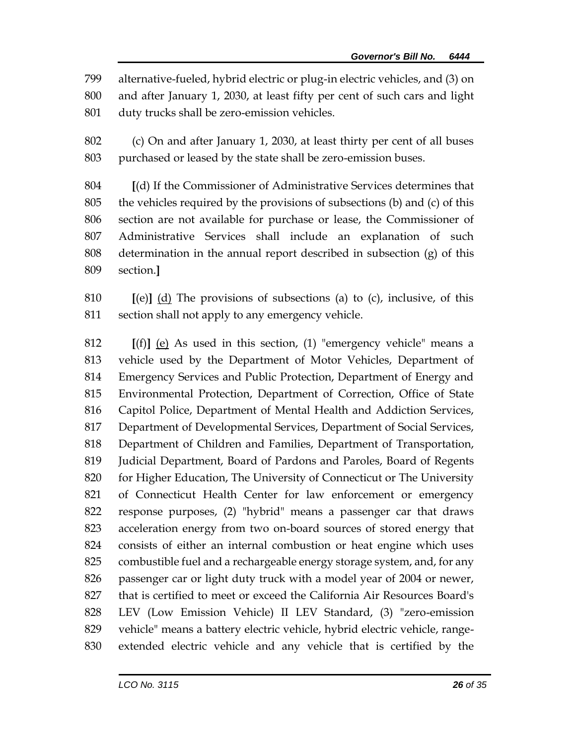799 alternative-fueled, hybrid electric or plug-in electric vehicles, and (3) on
800 and after January 1, 2030, at least fifty per cent of such cars and light
801 duty trucks shall be zero-emission vehicles.

802 (c) On and after January 1, 2030, at least thirty per cent of all buses
803 purchased or leased by the state shall be zero-emission buses.

804 **[**(d) If the Commissioner of Administrative Services determines that
805 the vehicles required by the provisions of subsections (b) and (c) of this
806 section are not available for purchase or lease, the Commissioner of
807 Administrative Services shall include an explanation of such
808 determination in the annual report described in subsection (g) of this
809 section.**]**

810 **[**(e)**]** <u>(d)</u> The provisions of subsections (a) to (c), inclusive, of this
811 section shall not apply to any emergency vehicle.

812 **[**(f)**]** <u>(e)</u> As used in this section, (1) "emergency vehicle" means a
813 vehicle used by the Department of Motor Vehicles, Department of
814 Emergency Services and Public Protection, Department of Energy and
815 Environmental Protection, Department of Correction, Office of State
816 Capitol Police, Department of Mental Health and Addiction Services,
817 Department of Developmental Services, Department of Social Services,
818 Department of Children and Families, Department of Transportation,
819 Judicial Department, Board of Pardons and Paroles, Board of Regents
820 for Higher Education, The University of Connecticut or The University
821 of Connecticut Health Center for law enforcement or emergency
822 response purposes, (2) "hybrid" means a passenger car that draws
823 acceleration energy from two on-board sources of stored energy that
824 consists of either an internal combustion or heat engine which uses
825 combustible fuel and a rechargeable energy storage system, and, for any
826 passenger car or light duty truck with a model year of 2004 or newer,
827 that is certified to meet or exceed the California Air Resources Board's
828 LEV (Low Emission Vehicle) II LEV Standard, (3) "zero-emission
829 vehicle" means a battery electric vehicle, hybrid electric vehicle, range-
830 extended electric vehicle and any vehicle that is certified by the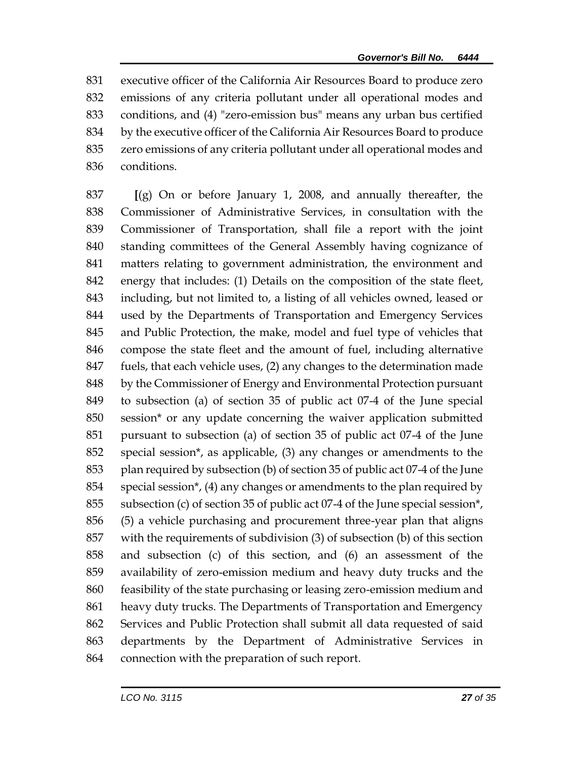831 executive officer of the California Air Resources Board to produce zero
832 emissions of any criteria pollutant under all operational modes and
833 conditions, and (4) "zero-emission bus" means any urban bus certified
834 by the executive officer of the California Air Resources Board to produce
835 zero emissions of any criteria pollutant under all operational modes and
836 conditions.

837 **[**(g) On or before January 1, 2008, and annually thereafter, the
838 Commissioner of Administrative Services, in consultation with the
839 Commissioner of Transportation, shall file a report with the joint
840 standing committees of the General Assembly having cognizance of
841 matters relating to government administration, the environment and
842 energy that includes: (1) Details on the composition of the state fleet,
843 including, but not limited to, a listing of all vehicles owned, leased or
844 used by the Departments of Transportation and Emergency Services
845 and Public Protection, the make, model and fuel type of vehicles that
846 compose the state fleet and the amount of fuel, including alternative
847 fuels, that each vehicle uses, (2) any changes to the determination made
848 by the Commissioner of Energy and Environmental Protection pursuant
849 to subsection (a) of section 35 of public act 07-4 of the June special
850 session* or any update concerning the waiver application submitted
851 pursuant to subsection (a) of section 35 of public act 07-4 of the June
852 special session*, as applicable, (3) any changes or amendments to the
853 plan required by subsection (b) of section 35 of public act 07-4 of the June
854 special session*, (4) any changes or amendments to the plan required by
855 subsection (c) of section 35 of public act 07-4 of the June special session*,
856 (5) a vehicle purchasing and procurement three-year plan that aligns
857 with the requirements of subdivision (3) of subsection (b) of this section
858 and subsection (c) of this section, and (6) an assessment of the
859 availability of zero-emission medium and heavy duty trucks and the
860 feasibility of the state purchasing or leasing zero-emission medium and
861 heavy duty trucks. The Departments of Transportation and Emergency
862 Services and Public Protection shall submit all data requested of said
863 departments by the Department of Administrative Services in
864 connection with the preparation of such report.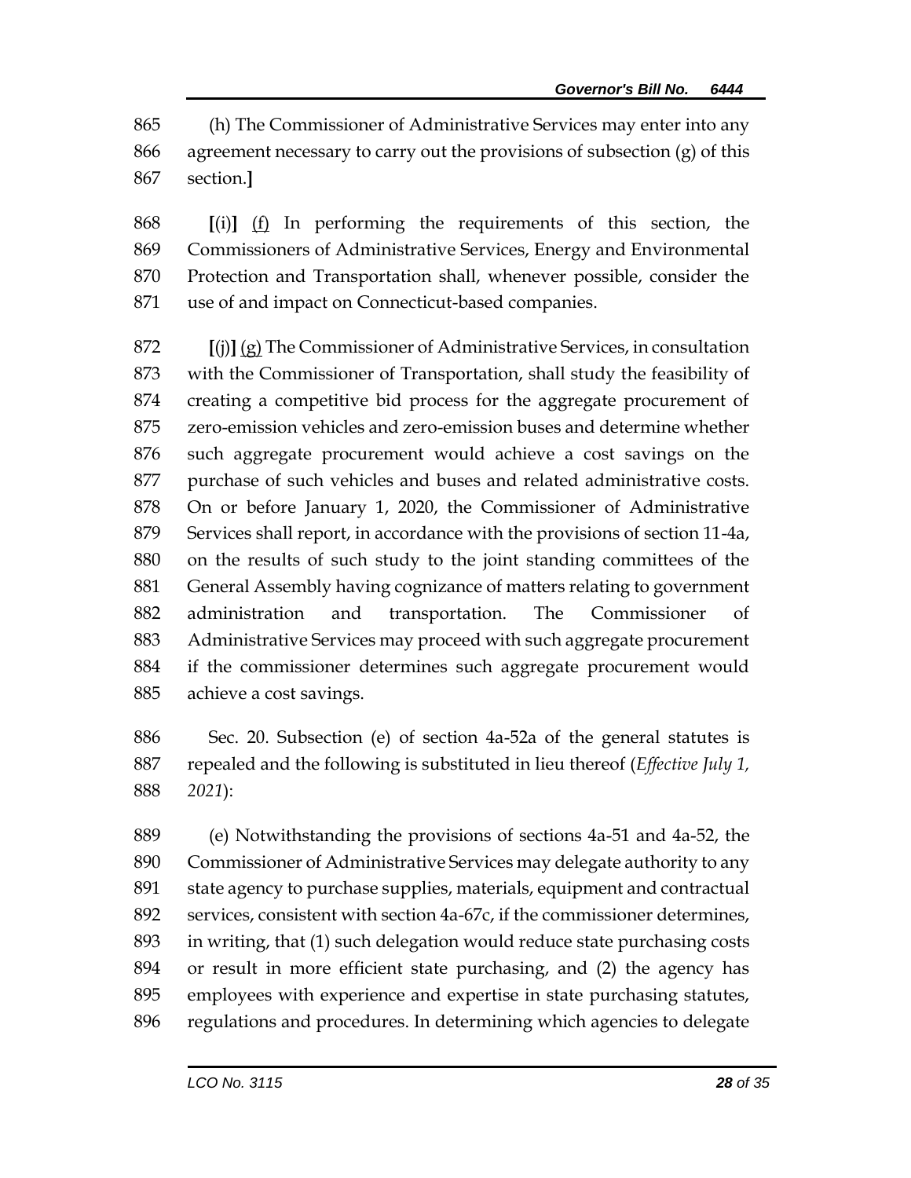865 (h) The Commissioner of Administrative Services may enter into any
866 agreement necessary to carry out the provisions of subsection (g) of this
867 section.**]**

868 **[**(i)**]** <u>(f)</u> In performing the requirements of this section, the
869 Commissioners of Administrative Services, Energy and Environmental
870 Protection and Transportation shall, whenever possible, consider the
871 use of and impact on Connecticut-based companies.

872 **[**(j)**]** <u>(g)</u> The Commissioner of Administrative Services, in consultation
873 with the Commissioner of Transportation, shall study the feasibility of
874 creating a competitive bid process for the aggregate procurement of
875 zero-emission vehicles and zero-emission buses and determine whether
876 such aggregate procurement would achieve a cost savings on the
877 purchase of such vehicles and buses and related administrative costs.
878 On or before January 1, 2020, the Commissioner of Administrative
879 Services shall report, in accordance with the provisions of section 11-4a,
880 on the results of such study to the joint standing committees of the
881 General Assembly having cognizance of matters relating to government
882 administration and transportation. The Commissioner of
883 Administrative Services may proceed with such aggregate procurement
884 if the commissioner determines such aggregate procurement would
885 achieve a cost savings.

886 Sec. 20. Subsection (e) of section 4a-52a of the general statutes is
887 repealed and the following is substituted in lieu thereof (*Effective July 1,*
888 *2021*):

889 (e) Notwithstanding the provisions of sections 4a-51 and 4a-52, the
890 Commissioner of Administrative Services may delegate authority to any
891 state agency to purchase supplies, materials, equipment and contractual
892 services, consistent with section 4a-67c, if the commissioner determines,
893 in writing, that (1) such delegation would reduce state purchasing costs
894 or result in more efficient state purchasing, and (2) the agency has
895 employees with experience and expertise in state purchasing statutes,
896 regulations and procedures. In determining which agencies to delegate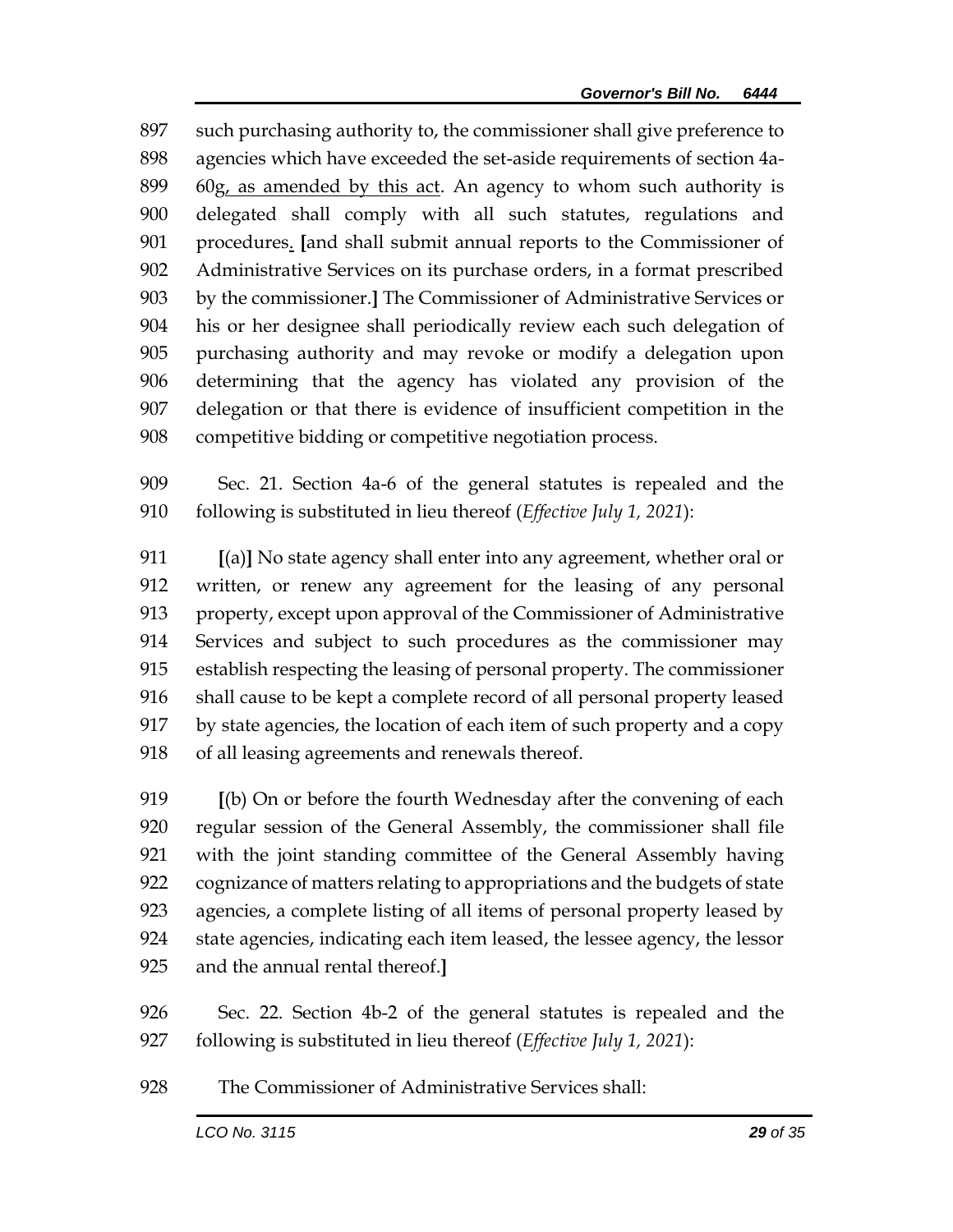897 such purchasing authority to, the commissioner shall give preference to
898 agencies which have exceeded the set-aside requirements of section 4a-
899 60g, as amended by this act. An agency to whom such authority is
900 delegated shall comply with all such statutes, regulations and
901 procedures. [and shall submit annual reports to the Commissioner of
902 Administrative Services on its purchase orders, in a format prescribed
903 by the commissioner.] The Commissioner of Administrative Services or
904 his or her designee shall periodically review each such delegation of
905 purchasing authority and may revoke or modify a delegation upon
906 determining that the agency has violated any provision of the
907 delegation or that there is evidence of insufficient competition in the
908 competitive bidding or competitive negotiation process.

909 Sec. 21. Section 4a-6 of the general statutes is repealed and the
910 following is substituted in lieu thereof (*Effective July 1, 2021*):

911 [(a)] No state agency shall enter into any agreement, whether oral or
912 written, or renew any agreement for the leasing of any personal
913 property, except upon approval of the Commissioner of Administrative
914 Services and subject to such procedures as the commissioner may
915 establish respecting the leasing of personal property. The commissioner
916 shall cause to be kept a complete record of all personal property leased
917 by state agencies, the location of each item of such property and a copy
918 of all leasing agreements and renewals thereof.

919 [(b) On or before the fourth Wednesday after the convening of each
920 regular session of the General Assembly, the commissioner shall file
921 with the joint standing committee of the General Assembly having
922 cognizance of matters relating to appropriations and the budgets of state
923 agencies, a complete listing of all items of personal property leased by
924 state agencies, indicating each item leased, the lessee agency, the lessor
925 and the annual rental thereof.]

926 Sec. 22. Section 4b-2 of the general statutes is repealed and the
927 following is substituted in lieu thereof (*Effective July 1, 2021*):

928 The Commissioner of Administrative Services shall: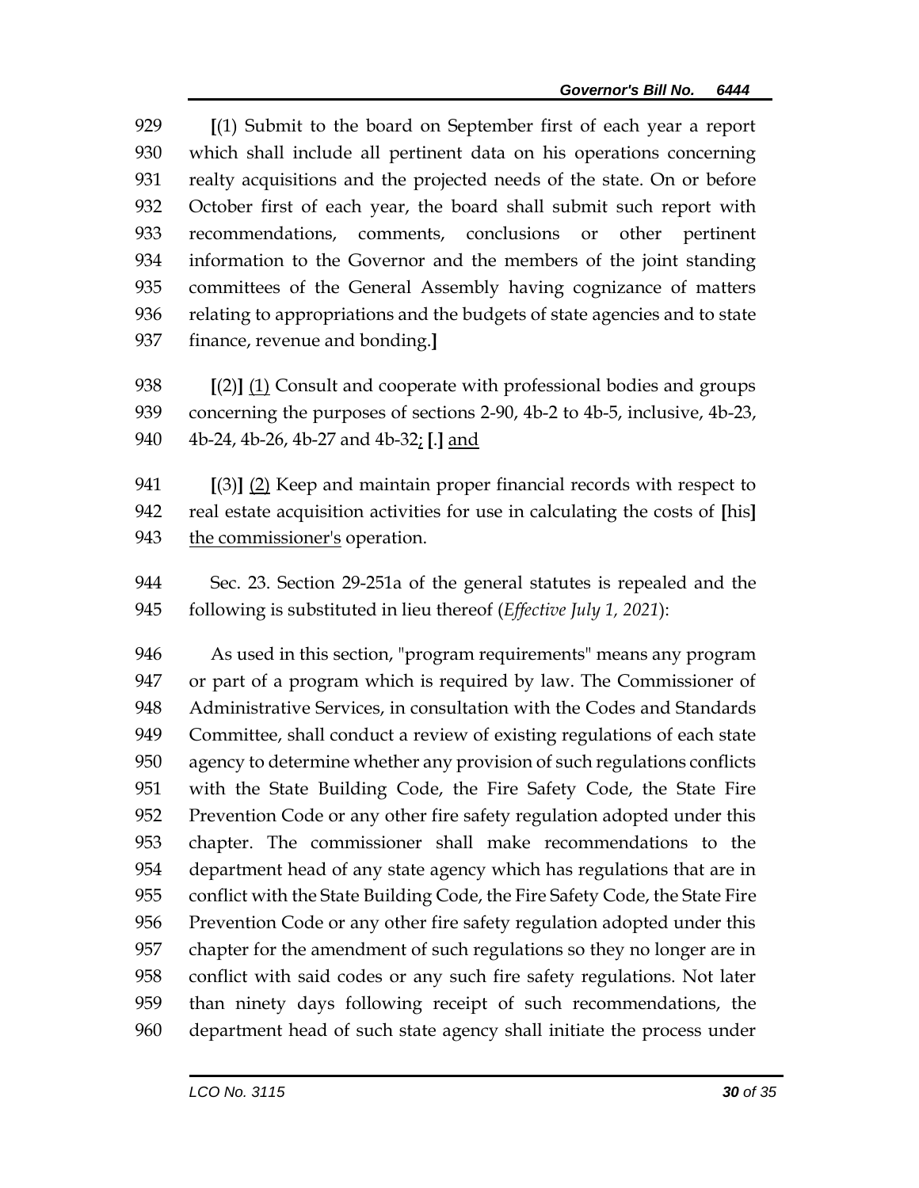929 **[**(1) Submit to the board on September first of each year a report 930 which shall include all pertinent data on his operations concerning 931 realty acquisitions and the projected needs of the state. On or before 932 October first of each year, the board shall submit such report with 933 recommendations, comments, conclusions or other pertinent 934 information to the Governor and the members of the joint standing 935 committees of the General Assembly having cognizance of matters 936 relating to appropriations and the budgets of state agencies and to state 937 finance, revenue and bonding.**]**

938 **[**(2)**]** <u>(1)</u> Consult and cooperate with professional bodies and groups 939 concerning the purposes of sections 2-90, 4b-2 to 4b-5, inclusive, 4b-23, 940 4b-24, 4b-26, 4b-27 and 4b-32<u>;</u> **[**.**]** <u>and</u>

941 **[**(3)**]** <u>(2)</u> Keep and maintain proper financial records with respect to 942 real estate acquisition activities for use in calculating the costs of **[**his**]** 943 <u>the commissioner's</u> operation.

944 Sec. 23. Section 29-251a of the general statutes is repealed and the 945 following is substituted in lieu thereof (*Effective July 1, 2021*):

946 As used in this section, "program requirements" means any program 947 or part of a program which is required by law. The Commissioner of 948 Administrative Services, in consultation with the Codes and Standards 949 Committee, shall conduct a review of existing regulations of each state 950 agency to determine whether any provision of such regulations conflicts 951 with the State Building Code, the Fire Safety Code, the State Fire 952 Prevention Code or any other fire safety regulation adopted under this 953 chapter. The commissioner shall make recommendations to the 954 department head of any state agency which has regulations that are in 955 conflict with the State Building Code, the Fire Safety Code, the State Fire 956 Prevention Code or any other fire safety regulation adopted under this 957 chapter for the amendment of such regulations so they no longer are in 958 conflict with said codes or any such fire safety regulations. Not later 959 than ninety days following receipt of such recommendations, the 960 department head of such state agency shall initiate the process under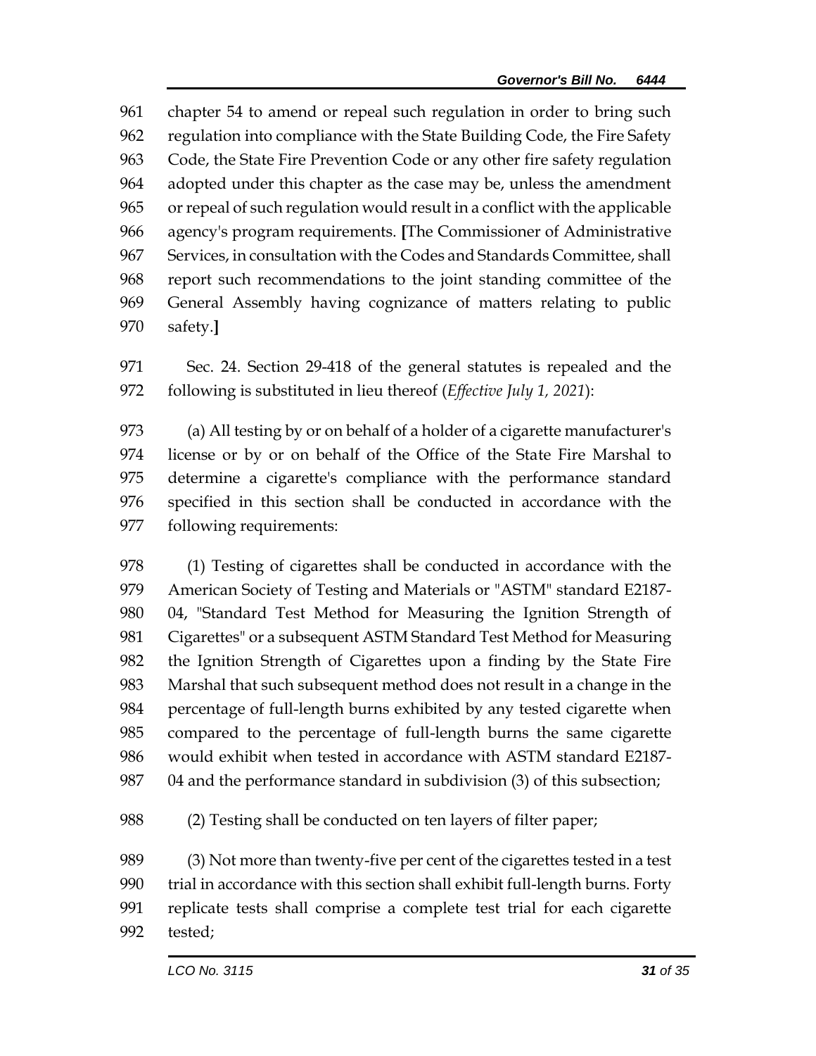961 chapter 54 to amend or repeal such regulation in order to bring such
962 regulation into compliance with the State Building Code, the Fire Safety
963 Code, the State Fire Prevention Code or any other fire safety regulation
964 adopted under this chapter as the case may be, unless the amendment
965 or repeal of such regulation would result in a conflict with the applicable
966 agency's program requirements. **[**The Commissioner of Administrative
967 Services, in consultation with the Codes and Standards Committee, shall
968 report such recommendations to the joint standing committee of the
969 General Assembly having cognizance of matters relating to public
970 safety.**]**

971 Sec. 24. Section 29-418 of the general statutes is repealed and the
972 following is substituted in lieu thereof (*Effective July 1, 2021*):

973 (a) All testing by or on behalf of a holder of a cigarette manufacturer's
974 license or by or on behalf of the Office of the State Fire Marshal to
975 determine a cigarette's compliance with the performance standard
976 specified in this section shall be conducted in accordance with the
977 following requirements:

978 (1) Testing of cigarettes shall be conducted in accordance with the
979 American Society of Testing and Materials or "ASTM" standard E2187-
980 04, "Standard Test Method for Measuring the Ignition Strength of
981 Cigarettes" or a subsequent ASTM Standard Test Method for Measuring
982 the Ignition Strength of Cigarettes upon a finding by the State Fire
983 Marshal that such subsequent method does not result in a change in the
984 percentage of full-length burns exhibited by any tested cigarette when
985 compared to the percentage of full-length burns the same cigarette
986 would exhibit when tested in accordance with ASTM standard E2187-
987 04 and the performance standard in subdivision (3) of this subsection;

988 (2) Testing shall be conducted on ten layers of filter paper;

989 (3) Not more than twenty-five per cent of the cigarettes tested in a test
990 trial in accordance with this section shall exhibit full-length burns. Forty
991 replicate tests shall comprise a complete test trial for each cigarette
992 tested;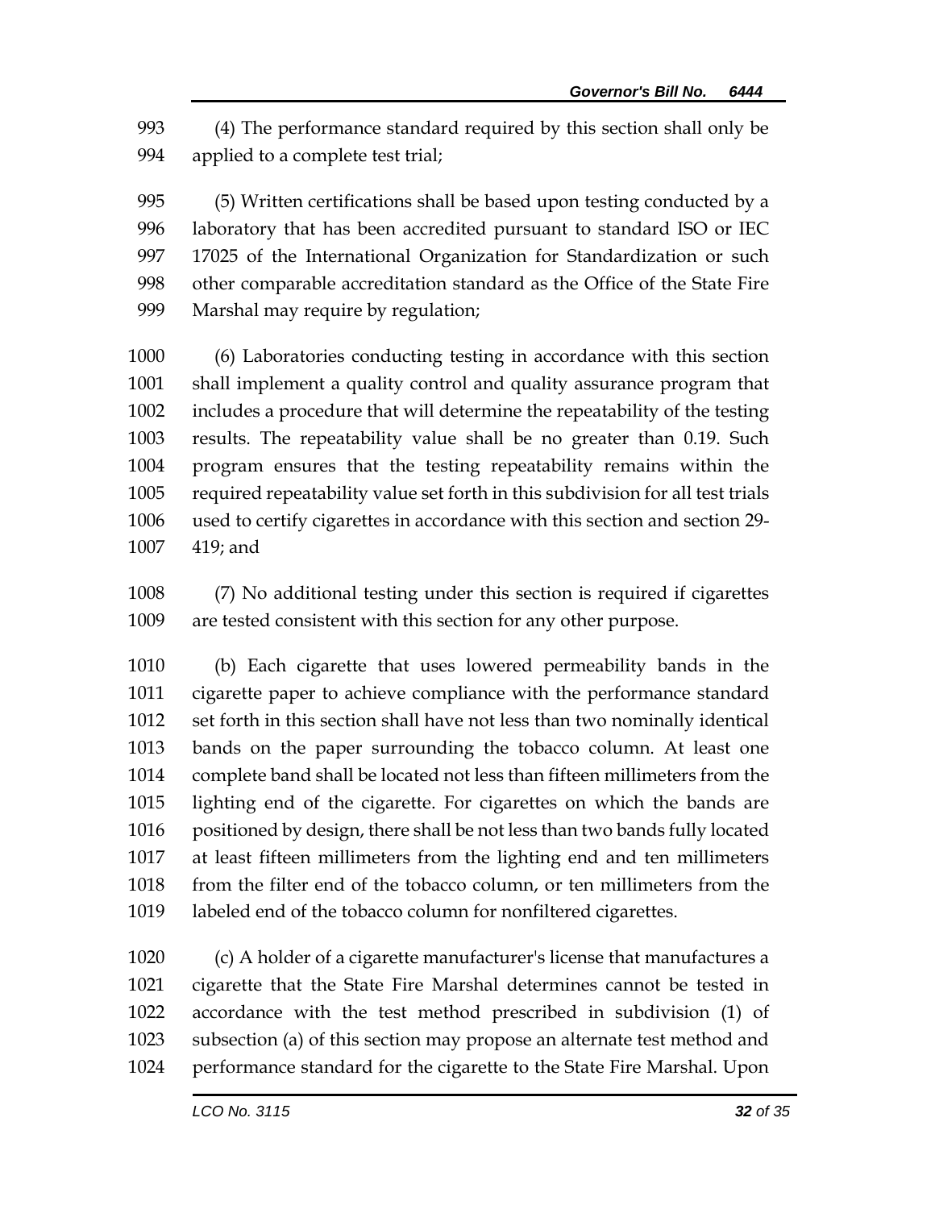(4) The performance standard required by this section shall only be applied to a complete test trial;

(5) Written certifications shall be based upon testing conducted by a laboratory that has been accredited pursuant to standard ISO or IEC 17025 of the International Organization for Standardization or such other comparable accreditation standard as the Office of the State Fire Marshal may require by regulation;

(6) Laboratories conducting testing in accordance with this section shall implement a quality control and quality assurance program that includes a procedure that will determine the repeatability of the testing results. The repeatability value shall be no greater than 0.19. Such program ensures that the testing repeatability remains within the required repeatability value set forth in this subdivision for all test trials used to certify cigarettes in accordance with this section and section 29-419; and

(7) No additional testing under this section is required if cigarettes are tested consistent with this section for any other purpose.

(b) Each cigarette that uses lowered permeability bands in the cigarette paper to achieve compliance with the performance standard set forth in this section shall have not less than two nominally identical bands on the paper surrounding the tobacco column. At least one complete band shall be located not less than fifteen millimeters from the lighting end of the cigarette. For cigarettes on which the bands are positioned by design, there shall be not less than two bands fully located at least fifteen millimeters from the lighting end and ten millimeters from the filter end of the tobacco column, or ten millimeters from the labeled end of the tobacco column for nonfiltered cigarettes.

(c) A holder of a cigarette manufacturer's license that manufactures a cigarette that the State Fire Marshal determines cannot be tested in accordance with the test method prescribed in subdivision (1) of subsection (a) of this section may propose an alternate test method and performance standard for the cigarette to the State Fire Marshal. Upon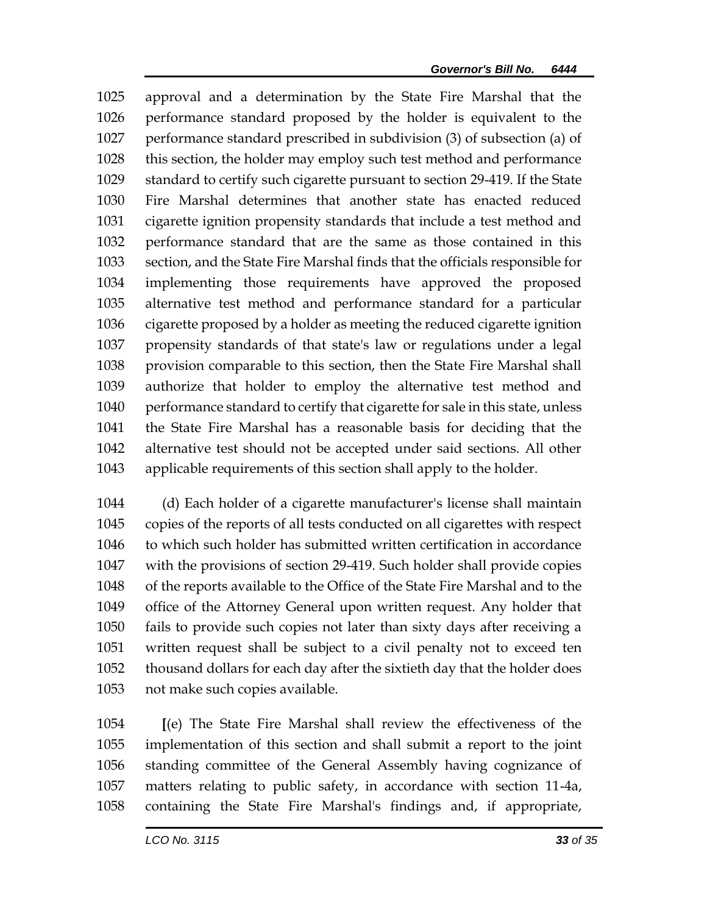approval and a determination by the State Fire Marshal that the performance standard proposed by the holder is equivalent to the performance standard prescribed in subdivision (3) of subsection (a) of this section, the holder may employ such test method and performance standard to certify such cigarette pursuant to section 29-419. If the State Fire Marshal determines that another state has enacted reduced cigarette ignition propensity standards that include a test method and performance standard that are the same as those contained in this section, and the State Fire Marshal finds that the officials responsible for implementing those requirements have approved the proposed alternative test method and performance standard for a particular cigarette proposed by a holder as meeting the reduced cigarette ignition propensity standards of that state's law or regulations under a legal provision comparable to this section, then the State Fire Marshal shall authorize that holder to employ the alternative test method and performance standard to certify that cigarette for sale in this state, unless the State Fire Marshal has a reasonable basis for deciding that the alternative test should not be accepted under said sections. All other applicable requirements of this section shall apply to the holder.

(d) Each holder of a cigarette manufacturer's license shall maintain copies of the reports of all tests conducted on all cigarettes with respect to which such holder has submitted written certification in accordance with the provisions of section 29-419. Such holder shall provide copies of the reports available to the Office of the State Fire Marshal and to the office of the Attorney General upon written request. Any holder that fails to provide such copies not later than sixty days after receiving a written request shall be subject to a civil penalty not to exceed ten thousand dollars for each day after the sixtieth day that the holder does not make such copies available.

**[**(e) The State Fire Marshal shall review the effectiveness of the implementation of this section and shall submit a report to the joint standing committee of the General Assembly having cognizance of matters relating to public safety, in accordance with section 11-4a, containing the State Fire Marshal's findings and, if appropriate,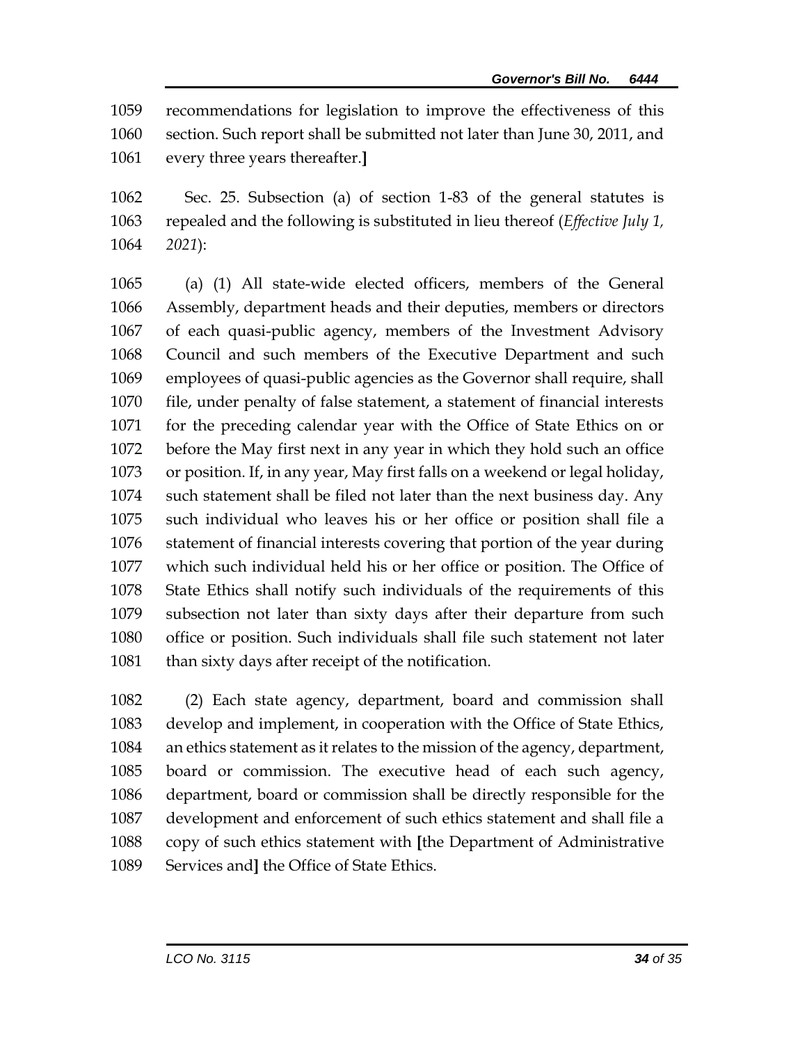recommendations for legislation to improve the effectiveness of this section. Such report shall be submitted not later than June 30, 2011, and every three years thereafter.]

Sec. 25. Subsection (a) of section 1-83 of the general statutes is repealed and the following is substituted in lieu thereof (*Effective July 1, 2021*):

(a) (1) All state-wide elected officers, members of the General Assembly, department heads and their deputies, members or directors of each quasi-public agency, members of the Investment Advisory Council and such members of the Executive Department and such employees of quasi-public agencies as the Governor shall require, shall file, under penalty of false statement, a statement of financial interests for the preceding calendar year with the Office of State Ethics on or before the May first next in any year in which they hold such an office or position. If, in any year, May first falls on a weekend or legal holiday, such statement shall be filed not later than the next business day. Any such individual who leaves his or her office or position shall file a statement of financial interests covering that portion of the year during which such individual held his or her office or position. The Office of State Ethics shall notify such individuals of the requirements of this subsection not later than sixty days after their departure from such office or position. Such individuals shall file such statement not later than sixty days after receipt of the notification.

(2) Each state agency, department, board and commission shall develop and implement, in cooperation with the Office of State Ethics, an ethics statement as it relates to the mission of the agency, department, board or commission. The executive head of each such agency, department, board or commission shall be directly responsible for the development and enforcement of such ethics statement and shall file a copy of such ethics statement with [the Department of Administrative Services and] the Office of State Ethics.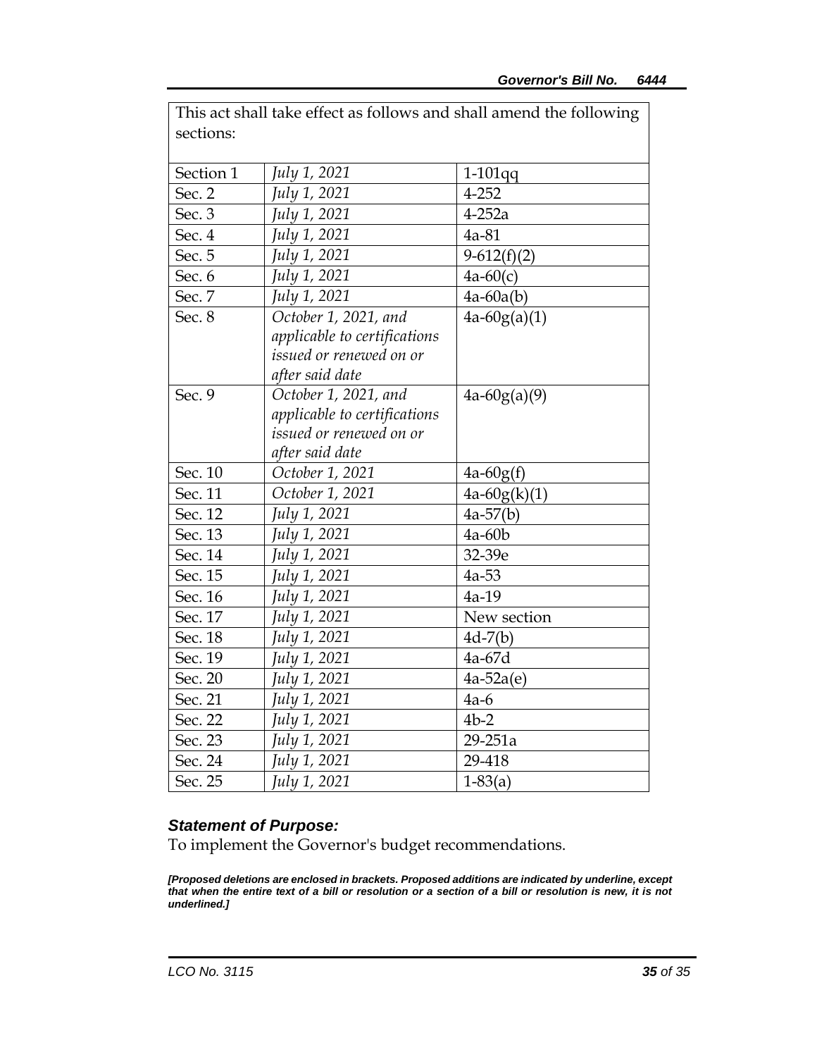This act shall take effect as follows and shall amend the following sections:

| | | |
|---|---|---|
| Section 1 | *July 1, 2021* | 1-101qq |
| Sec. 2 | *July 1, 2021* | 4-252 |
| Sec. 3 | *July 1, 2021* | 4-252a |
| Sec. 4 | *July 1, 2021* | 4a-81 |
| Sec. 5 | *July 1, 2021* | 9-612(f)(2) |
| Sec. 6 | *July 1, 2021* | 4a-60(c) |
| Sec. 7 | *July 1, 2021* | 4a-60a(b) |
| Sec. 8 | *October 1, 2021, and applicable to certifications issued or renewed on or after said date* | 4a-60g(a)(1) |
| Sec. 9 | *October 1, 2021, and applicable to certifications issued or renewed on or after said date* | 4a-60g(a)(9) |
| Sec. 10 | *October 1, 2021* | 4a-60g(f) |
| Sec. 11 | *October 1, 2021* | 4a-60g(k)(1) |
| Sec. 12 | *July 1, 2021* | 4a-57(b) |
| Sec. 13 | *July 1, 2021* | 4a-60b |
| Sec. 14 | *July 1, 2021* | 32-39e |
| Sec. 15 | *July 1, 2021* | 4a-53 |
| Sec. 16 | *July 1, 2021* | 4a-19 |
| Sec. 17 | *July 1, 2021* | New section |
| Sec. 18 | *July 1, 2021* | 4d-7(b) |
| Sec. 19 | *July 1, 2021* | 4a-67d |
| Sec. 20 | *July 1, 2021* | 4a-52a(e) |
| Sec. 21 | *July 1, 2021* | 4a-6 |
| Sec. 22 | *July 1, 2021* | 4b-2 |
| Sec. 23 | *July 1, 2021* | 29-251a |
| Sec. 24 | *July 1, 2021* | 29-418 |
| Sec. 25 | *July 1, 2021* | 1-83(a) |

***Statement of Purpose:***

To implement the Governor's budget recommendations.

***[Proposed deletions are enclosed in brackets. Proposed additions are indicated by underline, except that when the entire text of a bill or resolution or a section of a bill or resolution is new, it is not underlined.]***